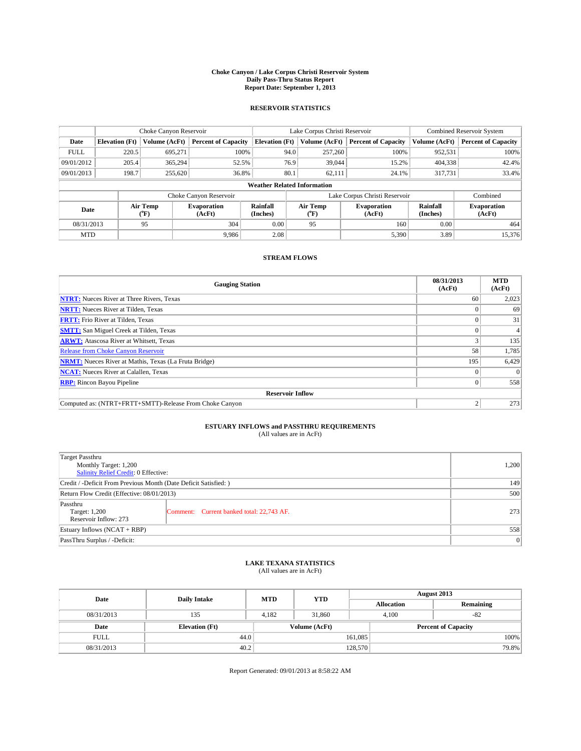# Choke Canyon / Lake Corpus Christi Reservoir System
## Daily Pass-Thru Status Report
### Report Date: September 1, 2013

## RESERVOIR STATISTICS

| | Choke Canyon Reservoir | | | Lake Corpus Christi Reservoir | | | Combined Reservoir System | |
|---|---|---|---|---|---|---|---|---|
| Date | Elevation (Ft) | Volume (AcFt) | Percent of Capacity | Elevation (Ft) | Volume (AcFt) | Percent of Capacity | Volume (AcFt) | Percent of Capacity |
| FULL | 220.5 | 695,271 | 100% | 94.0 | 257,260 | 100% | 952,531 | 100% |
| 09/01/2012 | 205.4 | 365,294 | 52.5% | 76.9 | 39,044 | 15.2% | 404,338 | 42.4% |
| 09/01/2013 | 198.7 | 255,620 | 36.8% | 80.1 | 62,111 | 24.1% | 317,731 | 33.4% |

**Weather Related Information**

| | Choke Canyon Reservoir | | | Lake Corpus Christi Reservoir | | | Combined |
|---|---|---|---|---|---|---|---|
| Date | Air Temp (℉) | Evaporation (AcFt) | Rainfall (Inches) | Air Temp (℉) | Evaporation (AcFt) | Rainfall (Inches) | Evaporation (AcFt) |
| 08/31/2013 | 95 | 304 | 0.00 | 95 | 160 | 0.00 | 464 |
| MTD | | 9,986 | 2.08 | | 5,390 | 3.89 | 15,376 |

## STREAM FLOWS

| Gauging Station | 08/31/2013 (AcFt) | MTD (AcFt) |
|---|---|---|
| NTRT: Nueces River at Three Rivers, Texas | 60 | 2,023 |
| NRTT: Nueces River at Tilden, Texas | 0 | 69 |
| FRTT: Frio River at Tilden, Texas | 0 | 31 |
| SMTT: San Miguel Creek at Tilden, Texas | 0 | 4 |
| ARWT: Atascosa River at Whitsett, Texas | 3 | 135 |
| Release from Choke Canyon Reservoir | 58 | 1,785 |
| NRMT: Nueces River at Mathis, Texas (La Fruta Bridge) | 195 | 6,429 |
| NCAT: Nueces River at Calallen, Texas | 0 | 0 |
| RBP: Rincon Bayou Pipeline | 0 | 558 |
| **Reservoir Inflow** | | |
| Computed as: (NTRT+FRTT+SMTT)-Release From Choke Canyon | 2 | 273 |

## ESTUARY INFLOWS and PASSTHRU REQUIREMENTS
(All values are in AcFt)

| | | |
|---|---|---|
| Target Passthru<br>Monthly Target: 1,200<br>Salinity Relief Credit: 0 Effective: | | 1,200 |
| Credit / -Deficit From Previous Month (Date Deficit Satisfied: ) | | 149 |
| Return Flow Credit (Effective: 08/01/2013) | | 500 |
| Passthru<br>Target: 1,200<br>Reservoir Inflow: 273 | Comment: Current banked total: 22,743 AF. | 273 |
| Estuary Inflows (NCAT + RBP) | | 558 |
| PassThru Surplus / -Deficit: | | 0 |

## LAKE TEXANA STATISTICS
(All values are in AcFt)

| Date | Daily Intake | MTD | YTD | August 2013 Allocation | August 2013 Remaining |
|---|---|---|---|---|---|
| 08/31/2013 | 135 | 4,182 | 31,860 | 4,100 | -82 |

| Date | Elevation (Ft) | Volume (AcFt) | Percent of Capacity |
|---|---|---|---|
| FULL | 44.0 | 161,085 | 100% |
| 08/31/2013 | 40.2 | 128,570 | 79.8% |

Report Generated: 09/01/2013 at 8:58:22 AM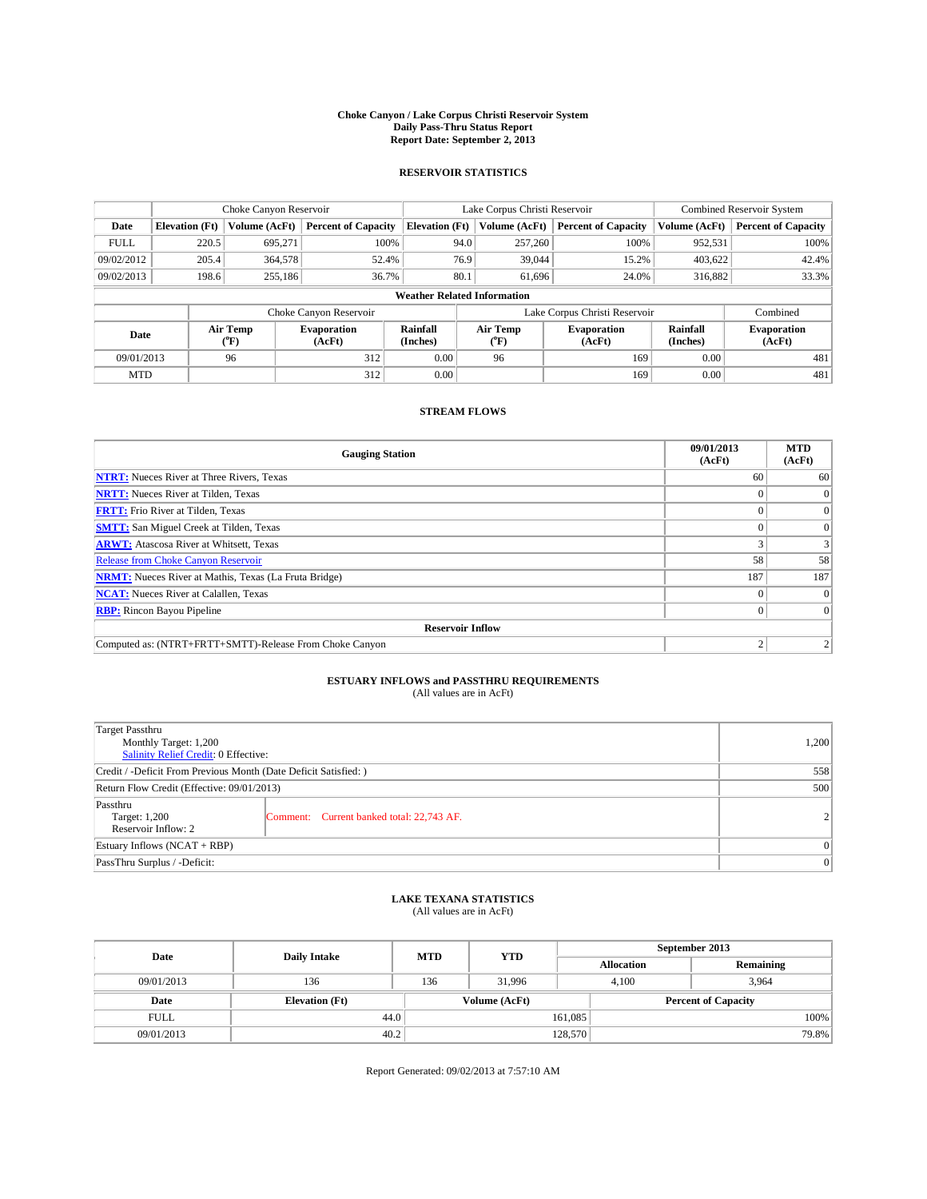# Choke Canyon / Lake Corpus Christi Reservoir System
## Daily Pass-Thru Status Report
### Report Date: September 2, 2013

## RESERVOIR STATISTICS

| | Choke Canyon Reservoir | | | Lake Corpus Christi Reservoir | | | Combined Reservoir System | |
|---|---|---|---|---|---|---|---|---|
| Date | Elevation (Ft) | Volume (AcFt) | Percent of Capacity | Elevation (Ft) | Volume (AcFt) | Percent of Capacity | Volume (AcFt) | Percent of Capacity |
| FULL | 220.5 | 695,271 | 100% | 94.0 | 257,260 | 100% | 952,531 | 100% |
| 09/02/2012 | 205.4 | 364,578 | 52.4% | 76.9 | 39,044 | 15.2% | 403,622 | 42.4% |
| 09/02/2013 | 198.6 | 255,186 | 36.7% | 80.1 | 61,696 | 24.0% | 316,882 | 33.3% |

**Weather Related Information**

| | Choke Canyon Reservoir | | | Lake Corpus Christi Reservoir | | | Combined |
|---|---|---|---|---|---|---|---|
| Date | Air Temp (°F) | Evaporation (AcFt) | Rainfall (Inches) | Air Temp (°F) | Evaporation (AcFt) | Rainfall (Inches) | Evaporation (AcFt) |
| 09/01/2013 | 96 | 312 | 0.00 | 96 | 169 | 0.00 | 481 |
| MTD | | 312 | 0.00 | | 169 | 0.00 | 481 |

## STREAM FLOWS

| Gauging Station | 09/01/2013 (AcFt) | MTD (AcFt) |
|---|---|---|
| NTRT: Nueces River at Three Rivers, Texas | 60 | 60 |
| NRTT: Nueces River at Tilden, Texas | 0 | 0 |
| FRTT: Frio River at Tilden, Texas | 0 | 0 |
| SMTT: San Miguel Creek at Tilden, Texas | 0 | 0 |
| ARWT: Atascosa River at Whitsett, Texas | 3 | 3 |
| Release from Choke Canyon Reservoir | 58 | 58 |
| NRMT: Nueces River at Mathis, Texas (La Fruta Bridge) | 187 | 187 |
| NCAT: Nueces River at Calallen, Texas | 0 | 0 |
| RBP: Rincon Bayou Pipeline | 0 | 0 |
| **Reservoir Inflow** | | |
| Computed as: (NTRT+FRTT+SMTT)-Release From Choke Canyon | 2 | 2 |

## ESTUARY INFLOWS and PASSTHRU REQUIREMENTS
(All values are in AcFt)

| | | |
|---|---|---|
| Target Passthru<br>Monthly Target: 1,200<br>Salinity Relief Credit: 0 Effective: | | 1,200 |
| Credit / -Deficit From Previous Month (Date Deficit Satisfied: ) | | 558 |
| Return Flow Credit (Effective: 09/01/2013) | | 500 |
| Passthru<br>Target: 1,200<br>Reservoir Inflow: 2 | Comment: Current banked total: 22,743 AF. | 2 |
| Estuary Inflows (NCAT + RBP) | | 0 |
| PassThru Surplus / -Deficit: | | 0 |

## LAKE TEXANA STATISTICS
(All values are in AcFt)

| Date | Daily Intake | MTD | YTD | September 2013 Allocation | September 2013 Remaining |
|---|---|---|---|---|---|
| 09/01/2013 | 136 | 136 | 31,996 | 4,100 | 3,964 |

| Date | Elevation (Ft) | Volume (AcFt) | Percent of Capacity |
|---|---|---|---|
| FULL | 44.0 | 161,085 | 100% |
| 09/01/2013 | 40.2 | 128,570 | 79.8% |

Report Generated: 09/02/2013 at 7:57:10 AM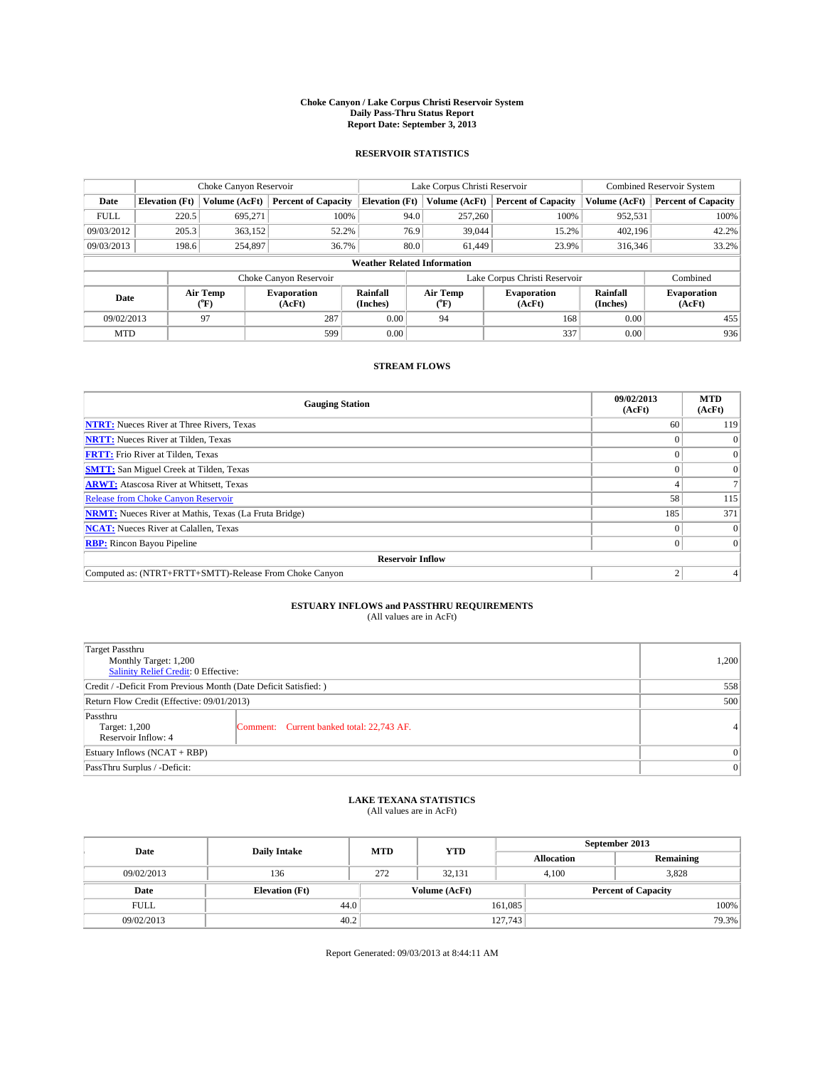# Choke Canyon / Lake Corpus Christi Reservoir System
## Daily Pass-Thru Status Report
### Report Date: September 3, 2013

## RESERVOIR STATISTICS

| | Choke Canyon Reservoir | | | Lake Corpus Christi Reservoir | | | Combined Reservoir System | |
|---|---|---|---|---|---|---|---|---|
| Date | Elevation (Ft) | Volume (AcFt) | Percent of Capacity | Elevation (Ft) | Volume (AcFt) | Percent of Capacity | Volume (AcFt) | Percent of Capacity |
| FULL | 220.5 | 695,271 | 100% | 94.0 | 257,260 | 100% | 952,531 | 100% |
| 09/03/2012 | 205.3 | 363,152 | 52.2% | 76.9 | 39,044 | 15.2% | 402,196 | 42.2% |
| 09/03/2013 | 198.6 | 254,897 | 36.7% | 80.0 | 61,449 | 23.9% | 316,346 | 33.2% |

**Weather Related Information**

| | Choke Canyon Reservoir | | | Lake Corpus Christi Reservoir | | | Combined |
|---|---|---|---|---|---|---|---|
| Date | Air Temp (°F) | Evaporation (AcFt) | Rainfall (Inches) | Air Temp (°F) | Evaporation (AcFt) | Rainfall (Inches) | Evaporation (AcFt) |
| 09/02/2013 | 97 | 287 | 0.00 | 94 | 168 | 0.00 | 455 |
| MTD | | 599 | 0.00 | | 337 | 0.00 | 936 |

## STREAM FLOWS

| Gauging Station | 09/02/2013 (AcFt) | MTD (AcFt) |
|---|---|---|
| NTRT: Nueces River at Three Rivers, Texas | 60 | 119 |
| NRTT: Nueces River at Tilden, Texas | 0 | 0 |
| FRTT: Frio River at Tilden, Texas | 0 | 0 |
| SMTT: San Miguel Creek at Tilden, Texas | 0 | 0 |
| ARWT: Atascosa River at Whitsett, Texas | 4 | 7 |
| Release from Choke Canyon Reservoir | 58 | 115 |
| NRMT: Nueces River at Mathis, Texas (La Fruta Bridge) | 185 | 371 |
| NCAT: Nueces River at Calallen, Texas | 0 | 0 |
| RBP: Rincon Bayou Pipeline | 0 | 0 |
| **Reservoir Inflow** | | |
| Computed as: (NTRT+FRTT+SMTT)-Release From Choke Canyon | 2 | 4 |

## ESTUARY INFLOWS and PASSTHRU REQUIREMENTS
(All values are in AcFt)

| | | |
|---|---|---|
| Target Passthru<br>Monthly Target: 1,200<br>Salinity Relief Credit: 0 Effective: | | 1,200 |
| Credit / -Deficit From Previous Month (Date Deficit Satisfied: ) | | 558 |
| Return Flow Credit (Effective: 09/01/2013) | | 500 |
| Passthru<br>Target: 1,200<br>Reservoir Inflow: 4 | Comment: Current banked total: 22,743 AF. | 4 |
| Estuary Inflows (NCAT + RBP) | | 0 |
| PassThru Surplus / -Deficit: | | 0 |

## LAKE TEXANA STATISTICS
(All values are in AcFt)

| Date | Daily Intake | MTD | YTD | September 2013 Allocation | September 2013 Remaining |
|---|---|---|---|---|---|
| 09/02/2013 | 136 | 272 | 32,131 | 4,100 | 3,828 |

| Date | Elevation (Ft) | Volume (AcFt) | Percent of Capacity |
|---|---|---|---|
| FULL | 44.0 | 161,085 | 100% |
| 09/02/2013 | 40.2 | 127,743 | 79.3% |

Report Generated: 09/03/2013 at 8:44:11 AM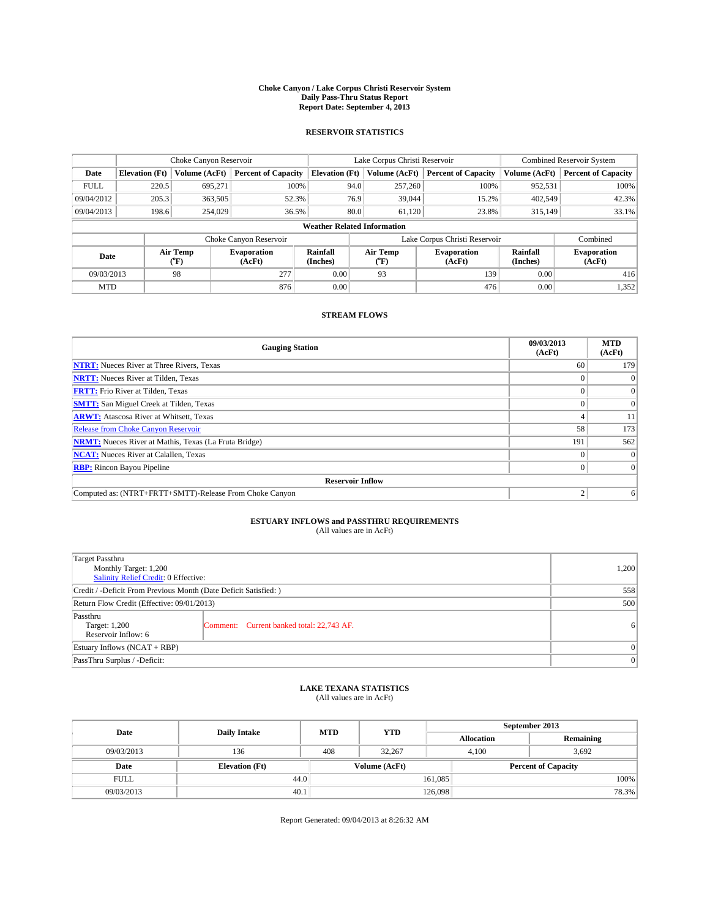**Choke Canyon / Lake Corpus Christi Reservoir System**
**Daily Pass-Thru Status Report**
**Report Date: September 4, 2013**

## RESERVOIR STATISTICS

| | Choke Canyon Reservoir | | | Lake Corpus Christi Reservoir | | | Combined Reservoir System | |
|---|---|---|---|---|---|---|---|---|
| Date | Elevation (Ft) | Volume (AcFt) | Percent of Capacity | Elevation (Ft) | Volume (AcFt) | Percent of Capacity | Volume (AcFt) | Percent of Capacity |
| FULL | 220.5 | 695,271 | 100% | 94.0 | 257,260 | 100% | 952,531 | 100% |
| 09/04/2012 | 205.3 | 363,505 | 52.3% | 76.9 | 39,044 | 15.2% | 402,549 | 42.3% |
| 09/04/2013 | 198.6 | 254,029 | 36.5% | 80.0 | 61,120 | 23.8% | 315,149 | 33.1% |

**Weather Related Information**

| | Choke Canyon Reservoir | | | Lake Corpus Christi Reservoir | | | Combined |
|---|---|---|---|---|---|---|---|
| Date | Air Temp (°F) | Evaporation (AcFt) | Rainfall (Inches) | Air Temp (°F) | Evaporation (AcFt) | Rainfall (Inches) | Evaporation (AcFt) |
| 09/03/2013 | 98 | 277 | 0.00 | 93 | 139 | 0.00 | 416 |
| MTD | | 876 | 0.00 | | 476 | 0.00 | 1,352 |

## STREAM FLOWS

| Gauging Station | 09/03/2013 (AcFt) | MTD (AcFt) |
|---|---|---|
| NTRT: Nueces River at Three Rivers, Texas | 60 | 179 |
| NRTT: Nueces River at Tilden, Texas | 0 | 0 |
| FRTT: Frio River at Tilden, Texas | 0 | 0 |
| SMTT: San Miguel Creek at Tilden, Texas | 0 | 0 |
| ARWT: Atascosa River at Whitsett, Texas | 4 | 11 |
| Release from Choke Canyon Reservoir | 58 | 173 |
| NRMT: Nueces River at Mathis, Texas (La Fruta Bridge) | 191 | 562 |
| NCAT: Nueces River at Calallen, Texas | 0 | 0 |
| RBP: Rincon Bayou Pipeline | 0 | 0 |
| **Reservoir Inflow** | | |
| Computed as: (NTRT+FRTT+SMTT)-Release From Choke Canyon | 2 | 6 |

## ESTUARY INFLOWS and PASSTHRU REQUIREMENTS
(All values are in AcFt)

| | | |
|---|---|---|
| Target Passthru<br>Monthly Target: 1,200<br>Salinity Relief Credit: 0 Effective: | | 1,200 |
| Credit / -Deficit From Previous Month (Date Deficit Satisfied: ) | | 558 |
| Return Flow Credit (Effective: 09/01/2013) | | 500 |
| Passthru<br>Target: 1,200<br>Reservoir Inflow: 6 | Comment: Current banked total: 22,743 AF. | 6 |
| Estuary Inflows (NCAT + RBP) | | 0 |
| PassThru Surplus / -Deficit: | | 0 |

## LAKE TEXANA STATISTICS
(All values are in AcFt)

| Date | Daily Intake | MTD | YTD | September 2013 Allocation | September 2013 Remaining |
|---|---|---|---|---|---|
| 09/03/2013 | 136 | 408 | 32,267 | 4,100 | 3,692 |

| Date | Elevation (Ft) | Volume (AcFt) | Percent of Capacity |
|---|---|---|---|
| FULL | 44.0 | 161,085 | 100% |
| 09/03/2013 | 40.1 | 126,098 | 78.3% |

Report Generated: 09/04/2013 at 8:26:32 AM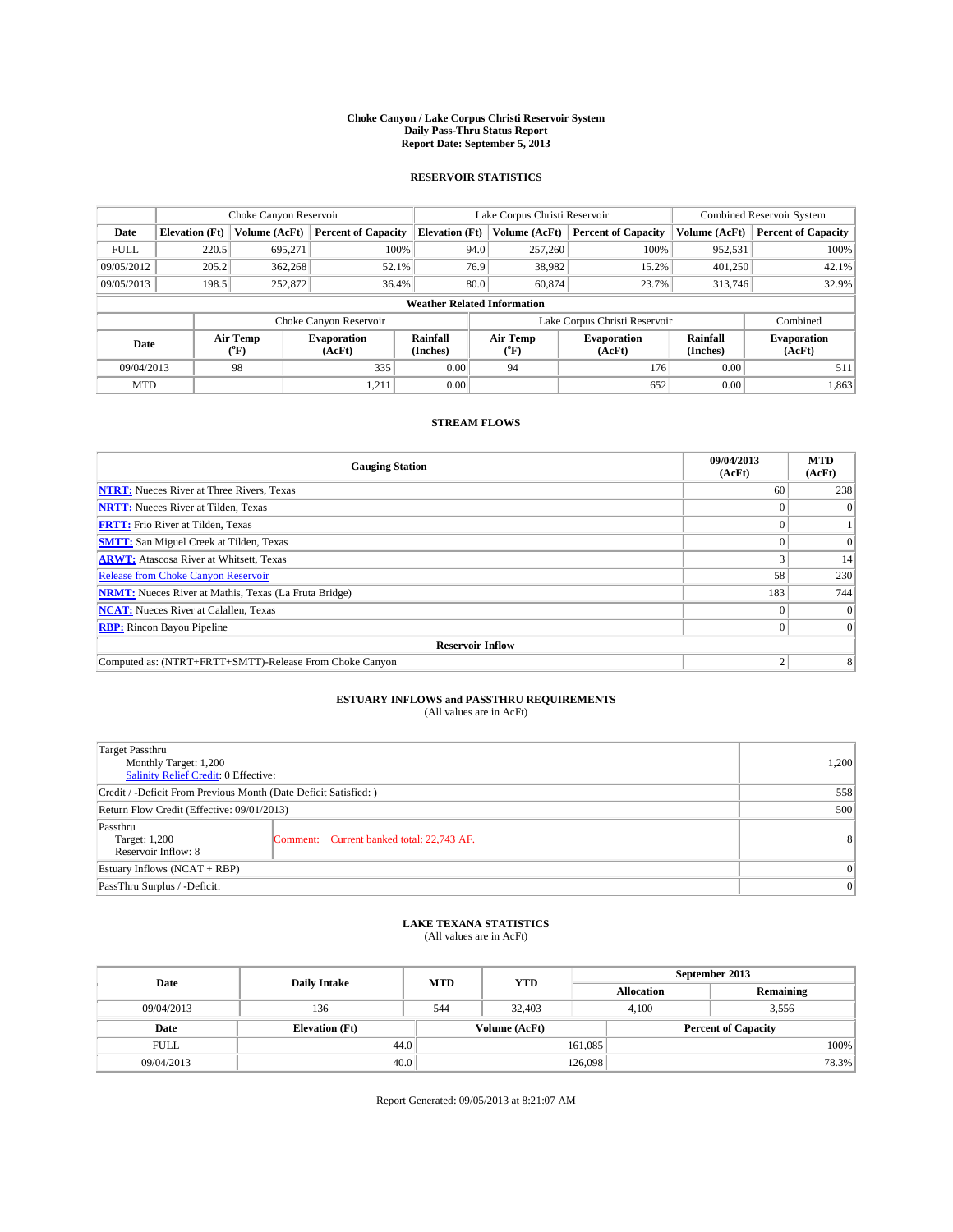**Choke Canyon / Lake Corpus Christi Reservoir System**
**Daily Pass-Thru Status Report**
**Report Date: September 5, 2013**

## RESERVOIR STATISTICS

| | Choke Canyon Reservoir | | | Lake Corpus Christi Reservoir | | | Combined Reservoir System | |
|---|---|---|---|---|---|---|---|---|
| Date | Elevation (Ft) | Volume (AcFt) | Percent of Capacity | Elevation (Ft) | Volume (AcFt) | Percent of Capacity | Volume (AcFt) | Percent of Capacity |
| FULL | 220.5 | 695,271 | 100% | 94.0 | 257,260 | 100% | 952,531 | 100% |
| 09/05/2012 | 205.2 | 362,268 | 52.1% | 76.9 | 38,982 | 15.2% | 401,250 | 42.1% |
| 09/05/2013 | 198.5 | 252,872 | 36.4% | 80.0 | 60,874 | 23.7% | 313,746 | 32.9% |

**Weather Related Information**

| | Choke Canyon Reservoir | | | Lake Corpus Christi Reservoir | | | Combined |
|---|---|---|---|---|---|---|---|
| Date | Air Temp (°F) | Evaporation (AcFt) | Rainfall (Inches) | Air Temp (°F) | Evaporation (AcFt) | Rainfall (Inches) | Evaporation (AcFt) |
| 09/04/2013 | 98 | 335 | 0.00 | 94 | 176 | 0.00 | 511 |
| MTD | | 1,211 | 0.00 | | 652 | 0.00 | 1,863 |

## STREAM FLOWS

| Gauging Station | 09/04/2013 (AcFt) | MTD (AcFt) |
|---|---|---|
| NTRT: Nueces River at Three Rivers, Texas | 60 | 238 |
| NRTT: Nueces River at Tilden, Texas | 0 | 0 |
| FRTT: Frio River at Tilden, Texas | 0 | 1 |
| SMTT: San Miguel Creek at Tilden, Texas | 0 | 0 |
| ARWT: Atascosa River at Whitsett, Texas | 3 | 14 |
| Release from Choke Canyon Reservoir | 58 | 230 |
| NRMT: Nueces River at Mathis, Texas (La Fruta Bridge) | 183 | 744 |
| NCAT: Nueces River at Calallen, Texas | 0 | 0 |
| RBP: Rincon Bayou Pipeline | 0 | 0 |
| **Reservoir Inflow** | | |
| Computed as: (NTRT+FRTT+SMTT)-Release From Choke Canyon | 2 | 8 |

## ESTUARY INFLOWS and PASSTHRU REQUIREMENTS

(All values are in AcFt)

| | |
|---|---|
| Target Passthru<br>Monthly Target: 1,200<br>Salinity Relief Credit: 0 Effective: | 1,200 |
| Credit / -Deficit From Previous Month (Date Deficit Satisfied: ) | 558 |
| Return Flow Credit (Effective: 09/01/2013) | 500 |
| Passthru<br>Target: 1,200<br>Reservoir Inflow: 8<br>Comment: Current banked total: 22,743 AF. | 8 |
| Estuary Inflows (NCAT + RBP) | 0 |
| PassThru Surplus / -Deficit: | 0 |

## LAKE TEXANA STATISTICS

(All values are in AcFt)

| Date | Daily Intake | MTD | YTD | September 2013 Allocation | September 2013 Remaining |
|---|---|---|---|---|---|
| 09/04/2013 | 136 | 544 | 32,403 | 4,100 | 3,556 |

| Date | Elevation (Ft) | Volume (AcFt) | Percent of Capacity |
|---|---|---|---|
| FULL | 44.0 | 161,085 | 100% |
| 09/04/2013 | 40.0 | 126,098 | 78.3% |

Report Generated: 09/05/2013 at 8:21:07 AM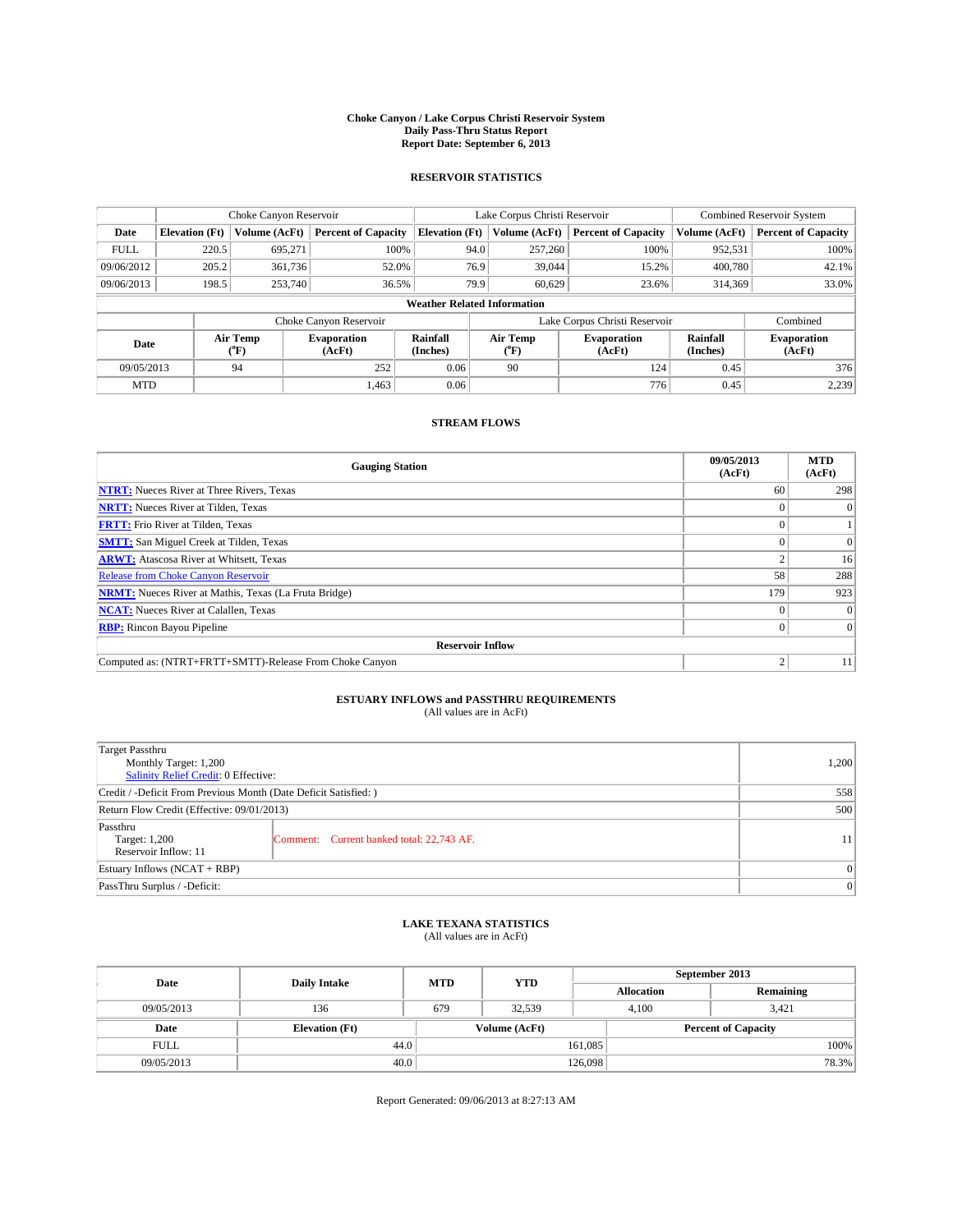**Choke Canyon / Lake Corpus Christi Reservoir System**
**Daily Pass-Thru Status Report**
**Report Date: September 6, 2013**

## RESERVOIR STATISTICS

| | Choke Canyon Reservoir | | | Lake Corpus Christi Reservoir | | | Combined Reservoir System | |
|---|---|---|---|---|---|---|---|---|
| Date | Elevation (Ft) | Volume (AcFt) | Percent of Capacity | Elevation (Ft) | Volume (AcFt) | Percent of Capacity | Volume (AcFt) | Percent of Capacity |
| FULL | 220.5 | 695,271 | 100% | 94.0 | 257,260 | 100% | 952,531 | 100% |
| 09/06/2012 | 205.2 | 361,736 | 52.0% | 76.9 | 39,044 | 15.2% | 400,780 | 42.1% |
| 09/06/2013 | 198.5 | 253,740 | 36.5% | 79.9 | 60,629 | 23.6% | 314,369 | 33.0% |

**Weather Related Information**

| | Choke Canyon Reservoir | | | Lake Corpus Christi Reservoir | | | Combined |
|---|---|---|---|---|---|---|---|
| Date | Air Temp (°F) | Evaporation (AcFt) | Rainfall (Inches) | Air Temp (°F) | Evaporation (AcFt) | Rainfall (Inches) | Evaporation (AcFt) |
| 09/05/2013 | 94 | 252 | 0.06 | 90 | 124 | 0.45 | 376 |
| MTD | | 1,463 | 0.06 | | 776 | 0.45 | 2,239 |

## STREAM FLOWS

| Gauging Station | 09/05/2013 (AcFt) | MTD (AcFt) |
|---|---|---|
| **NTRT:** Nueces River at Three Rivers, Texas | 60 | 298 |
| **NRTT:** Nueces River at Tilden, Texas | 0 | 0 |
| **FRTT:** Frio River at Tilden, Texas | 0 | 1 |
| **SMTT:** San Miguel Creek at Tilden, Texas | 0 | 0 |
| **ARWT:** Atascosa River at Whitsett, Texas | 2 | 16 |
| Release from Choke Canyon Reservoir | 58 | 288 |
| **NRMT:** Nueces River at Mathis, Texas (La Fruta Bridge) | 179 | 923 |
| **NCAT:** Nueces River at Calallen, Texas | 0 | 0 |
| **RBP:** Rincon Bayou Pipeline | 0 | 0 |
| **Reservoir Inflow** | | |
| Computed as: (NTRT+FRTT+SMTT)-Release From Choke Canyon | 2 | 11 |

## ESTUARY INFLOWS and PASSTHRU REQUIREMENTS
(All values are in AcFt)

| | | |
|---|---|---|
| Target Passthru<br>Monthly Target: 1,200<br>Salinity Relief Credit: 0 Effective: | | 1,200 |
| Credit / -Deficit From Previous Month (Date Deficit Satisfied: ) | | 558 |
| Return Flow Credit (Effective: 09/01/2013) | | 500 |
| Passthru<br>Target: 1,200<br>Reservoir Inflow: 11 | Comment: Current banked total: 22,743 AF. | 11 |
| Estuary Inflows (NCAT + RBP) | | 0 |
| PassThru Surplus / -Deficit: | | 0 |

## LAKE TEXANA STATISTICS
(All values are in AcFt)

| Date | Daily Intake | MTD | YTD | September 2013 Allocation | September 2013 Remaining |
|---|---|---|---|---|---|
| 09/05/2013 | 136 | 679 | 32,539 | 4,100 | 3,421 |

| Date | Elevation (Ft) | Volume (AcFt) | Percent of Capacity |
|---|---|---|---|
| FULL | 44.0 | 161,085 | 100% |
| 09/05/2013 | 40.0 | 126,098 | 78.3% |

Report Generated: 09/06/2013 at 8:27:13 AM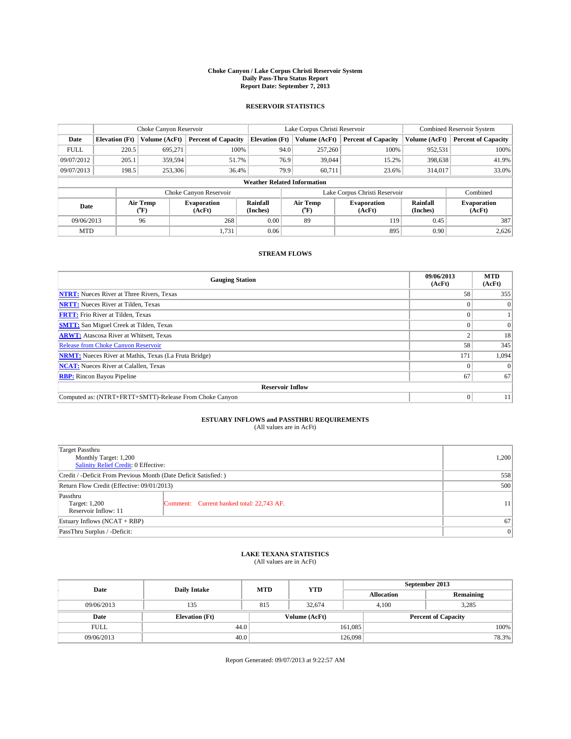# Choke Canyon / Lake Corpus Christi Reservoir System
## Daily Pass-Thru Status Report
## Report Date: September 7, 2013

### RESERVOIR STATISTICS

| | Choke Canyon Reservoir | | | Lake Corpus Christi Reservoir | | | Combined Reservoir System | |
|---|---|---|---|---|---|---|---|---|
| Date | Elevation (Ft) | Volume (AcFt) | Percent of Capacity | Elevation (Ft) | Volume (AcFt) | Percent of Capacity | Volume (AcFt) | Percent of Capacity |
| FULL | 220.5 | 695,271 | 100% | 94.0 | 257,260 | 100% | 952,531 | 100% |
| 09/07/2012 | 205.1 | 359,594 | 51.7% | 76.9 | 39,044 | 15.2% | 398,638 | 41.9% |
| 09/07/2013 | 198.5 | 253,306 | 36.4% | 79.9 | 60,711 | 23.6% | 314,017 | 33.0% |

**Weather Related Information**

| | Choke Canyon Reservoir | | | Lake Corpus Christi Reservoir | | | Combined |
|---|---|---|---|---|---|---|---|
| Date | Air Temp (°F) | Evaporation (AcFt) | Rainfall (Inches) | Air Temp (°F) | Evaporation (AcFt) | Rainfall (Inches) | Evaporation (AcFt) |
| 09/06/2013 | 96 | 268 | 0.00 | 89 | 119 | 0.45 | 387 |
| MTD | | 1,731 | 0.06 | | 895 | 0.90 | 2,626 |

### STREAM FLOWS

| Gauging Station | 09/06/2013 (AcFt) | MTD (AcFt) |
|---|---|---|
| NTRT: Nueces River at Three Rivers, Texas | 58 | 355 |
| NRTT: Nueces River at Tilden, Texas | 0 | 0 |
| FRTT: Frio River at Tilden, Texas | 0 | 1 |
| SMTT: San Miguel Creek at Tilden, Texas | 0 | 0 |
| ARWT: Atascosa River at Whitsett, Texas | 2 | 18 |
| Release from Choke Canyon Reservoir | 58 | 345 |
| NRMT: Nueces River at Mathis, Texas (La Fruta Bridge) | 171 | 1,094 |
| NCAT: Nueces River at Calallen, Texas | 0 | 0 |
| RBP: Rincon Bayou Pipeline | 67 | 67 |
| **Reservoir Inflow** | | |
| Computed as: (NTRT+FRTT+SMTT)-Release From Choke Canyon | 0 | 11 |

### ESTUARY INFLOWS and PASSTHRU REQUIREMENTS
(All values are in AcFt)

| | | |
|---|---|---|
| Target Passthru<br>Monthly Target: 1,200<br>Salinity Relief Credit: 0 Effective: | | 1,200 |
| Credit / -Deficit From Previous Month (Date Deficit Satisfied: ) | | 558 |
| Return Flow Credit (Effective: 09/01/2013) | | 500 |
| Passthru<br>Target: 1,200<br>Reservoir Inflow: 11 | Comment: Current banked total: 22,743 AF. | 11 |
| Estuary Inflows (NCAT + RBP) | | 67 |
| PassThru Surplus / -Deficit: | | 0 |

### LAKE TEXANA STATISTICS
(All values are in AcFt)

| Date | Daily Intake | MTD | YTD | September 2013 Allocation | September 2013 Remaining |
|---|---|---|---|---|---|
| 09/06/2013 | 135 | 815 | 32,674 | 4,100 | 3,285 |

| Date | Elevation (Ft) | Volume (AcFt) | Percent of Capacity |
|---|---|---|---|
| FULL | 44.0 | 161,085 | 100% |
| 09/06/2013 | 40.0 | 126,098 | 78.3% |

Report Generated: 09/07/2013 at 9:22:57 AM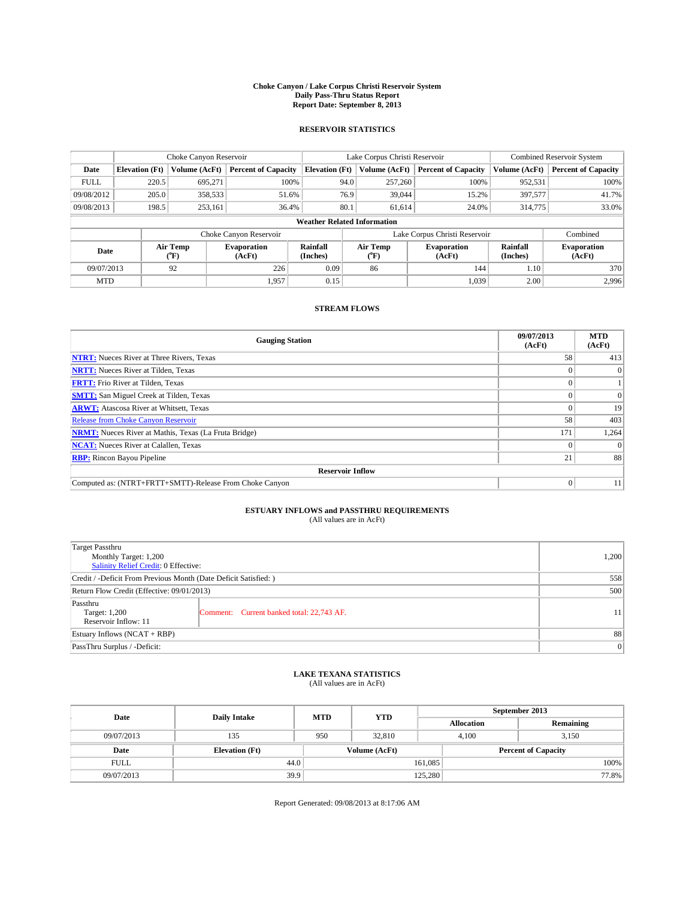# Choke Canyon / Lake Corpus Christi Reservoir System
## Daily Pass-Thru Status Report
### Report Date: September 8, 2013

## RESERVOIR STATISTICS

| | Choke Canyon Reservoir | | | Lake Corpus Christi Reservoir | | | Combined Reservoir System | |
|---|---|---|---|---|---|---|---|---|
| Date | Elevation (Ft) | Volume (AcFt) | Percent of Capacity | Elevation (Ft) | Volume (AcFt) | Percent of Capacity | Volume (AcFt) | Percent of Capacity |
| FULL | 220.5 | 695,271 | 100% | 94.0 | 257,260 | 100% | 952,531 | 100% |
| 09/08/2012 | 205.0 | 358,533 | 51.6% | 76.9 | 39,044 | 15.2% | 397,577 | 41.7% |
| 09/08/2013 | 198.5 | 253,161 | 36.4% | 80.1 | 61,614 | 24.0% | 314,775 | 33.0% |

**Weather Related Information**

| | Choke Canyon Reservoir | | | Lake Corpus Christi Reservoir | | | Combined |
|---|---|---|---|---|---|---|---|
| Date | Air Temp (°F) | Evaporation (AcFt) | Rainfall (Inches) | Air Temp (°F) | Evaporation (AcFt) | Rainfall (Inches) | Evaporation (AcFt) |
| 09/07/2013 | 92 | 226 | 0.09 | 86 | 144 | 1.10 | 370 |
| MTD | | 1,957 | 0.15 | | 1,039 | 2.00 | 2,996 |

## STREAM FLOWS

| Gauging Station | 09/07/2013 (AcFt) | MTD (AcFt) |
|---|---|---|
| NTRT: Nueces River at Three Rivers, Texas | 58 | 413 |
| NRTT: Nueces River at Tilden, Texas | 0 | 0 |
| FRTT: Frio River at Tilden, Texas | 0 | 1 |
| SMTT: San Miguel Creek at Tilden, Texas | 0 | 0 |
| ARWT: Atascosa River at Whitsett, Texas | 0 | 19 |
| Release from Choke Canyon Reservoir | 58 | 403 |
| NRMT: Nueces River at Mathis, Texas (La Fruta Bridge) | 171 | 1,264 |
| NCAT: Nueces River at Calallen, Texas | 0 | 0 |
| RBP: Rincon Bayou Pipeline | 21 | 88 |
| **Reservoir Inflow** | | |
| Computed as: (NTRT+FRTT+SMTT)-Release From Choke Canyon | 0 | 11 |

## ESTUARY INFLOWS and PASSTHRU REQUIREMENTS
(All values are in AcFt)

| | | |
|---|---|---|
| Target Passthru<br>Monthly Target: 1,200<br>Salinity Relief Credit: 0 Effective: | | 1,200 |
| Credit / -Deficit From Previous Month (Date Deficit Satisfied: ) | | 558 |
| Return Flow Credit (Effective: 09/01/2013) | | 500 |
| Passthru<br>Target: 1,200<br>Reservoir Inflow: 11 | Comment: Current banked total: 22,743 AF. | 11 |
| Estuary Inflows (NCAT + RBP) | | 88 |
| PassThru Surplus / -Deficit: | | 0 |

## LAKE TEXANA STATISTICS
(All values are in AcFt)

| Date | Daily Intake | MTD | YTD | September 2013 Allocation | September 2013 Remaining |
|---|---|---|---|---|---|
| 09/07/2013 | 135 | 950 | 32,810 | 4,100 | 3,150 |

| Date | Elevation (Ft) | Volume (AcFt) | Percent of Capacity |
|---|---|---|---|
| FULL | 44.0 | 161,085 | 100% |
| 09/07/2013 | 39.9 | 125,280 | 77.8% |

Report Generated: 09/08/2013 at 8:17:06 AM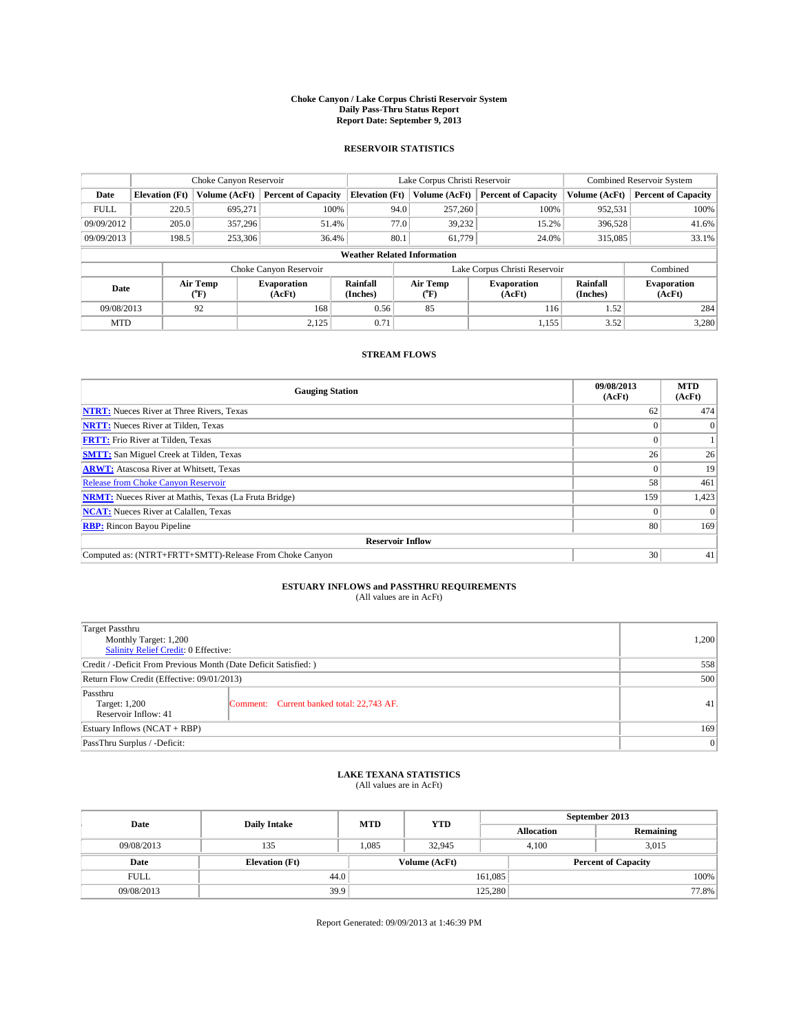# Choke Canyon / Lake Corpus Christi Reservoir System
## Daily Pass-Thru Status Report
### Report Date: September 9, 2013

## RESERVOIR STATISTICS

| | Choke Canyon Reservoir | | | Lake Corpus Christi Reservoir | | | Combined Reservoir System | |
|---|---|---|---|---|---|---|---|---|
| Date | Elevation (Ft) | Volume (AcFt) | Percent of Capacity | Elevation (Ft) | Volume (AcFt) | Percent of Capacity | Volume (AcFt) | Percent of Capacity |
| FULL | 220.5 | 695,271 | 100% | 94.0 | 257,260 | 100% | 952,531 | 100% |
| 09/09/2012 | 205.0 | 357,296 | 51.4% | 77.0 | 39,232 | 15.2% | 396,528 | 41.6% |
| 09/09/2013 | 198.5 | 253,306 | 36.4% | 80.1 | 61,779 | 24.0% | 315,085 | 33.1% |

**Weather Related Information**

| | Choke Canyon Reservoir | | | Lake Corpus Christi Reservoir | | | Combined |
|---|---|---|---|---|---|---|---|
| Date | Air Temp (°F) | Evaporation (AcFt) | Rainfall (Inches) | Air Temp (°F) | Evaporation (AcFt) | Rainfall (Inches) | Evaporation (AcFt) |
| 09/08/2013 | 92 | 168 | 0.56 | 85 | 116 | 1.52 | 284 |
| MTD | | 2,125 | 0.71 | | 1,155 | 3.52 | 3,280 |

## STREAM FLOWS

| Gauging Station | 09/08/2013 (AcFt) | MTD (AcFt) |
|---|---|---|
| NTRT: Nueces River at Three Rivers, Texas | 62 | 474 |
| NRTT: Nueces River at Tilden, Texas | 0 | 0 |
| FRTT: Frio River at Tilden, Texas | 0 | 1 |
| SMTT: San Miguel Creek at Tilden, Texas | 26 | 26 |
| ARWT: Atascosa River at Whitsett, Texas | 0 | 19 |
| Release from Choke Canyon Reservoir | 58 | 461 |
| NRMT: Nueces River at Mathis, Texas (La Fruta Bridge) | 159 | 1,423 |
| NCAT: Nueces River at Calallen, Texas | 0 | 0 |
| RBP: Rincon Bayou Pipeline | 80 | 169 |
| **Reservoir Inflow** | | |
| Computed as: (NTRT+FRTT+SMTT)-Release From Choke Canyon | 30 | 41 |

## ESTUARY INFLOWS and PASSTHRU REQUIREMENTS
(All values are in AcFt)

| | | |
|---|---|---|
| Target Passthru<br>Monthly Target: 1,200<br>Salinity Relief Credit: 0 Effective: | | 1,200 |
| Credit / -Deficit From Previous Month (Date Deficit Satisfied: ) | | 558 |
| Return Flow Credit (Effective: 09/01/2013) | | 500 |
| Passthru<br>Target: 1,200<br>Reservoir Inflow: 41 | Comment: Current banked total: 22,743 AF. | 41 |
| Estuary Inflows (NCAT + RBP) | | 169 |
| PassThru Surplus / -Deficit: | | 0 |

## LAKE TEXANA STATISTICS
(All values are in AcFt)

| Date | Daily Intake | MTD | YTD | September 2013 Allocation | September 2013 Remaining |
|---|---|---|---|---|---|
| 09/08/2013 | 135 | 1,085 | 32,945 | 4,100 | 3,015 |

| Date | Elevation (Ft) | Volume (AcFt) | Percent of Capacity |
|---|---|---|---|
| FULL | 44.0 | 161,085 | 100% |
| 09/08/2013 | 39.9 | 125,280 | 77.8% |

Report Generated: 09/09/2013 at 1:46:39 PM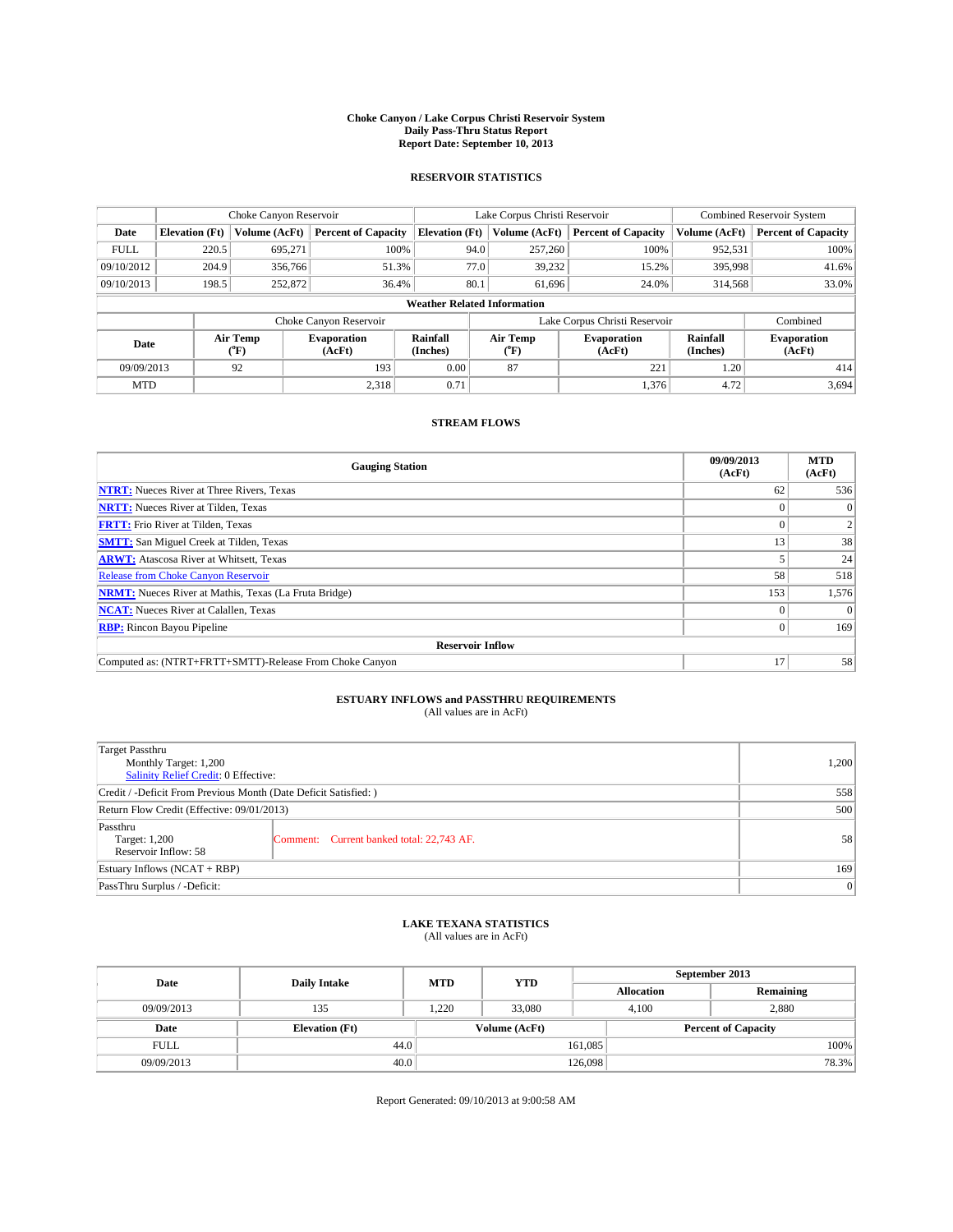**Choke Canyon / Lake Corpus Christi Reservoir System**
**Daily Pass-Thru Status Report**
**Report Date: September 10, 2013**

## RESERVOIR STATISTICS

| | Choke Canyon Reservoir | | | Lake Corpus Christi Reservoir | | | Combined Reservoir System | |
|---|---|---|---|---|---|---|---|---|
| **Date** | **Elevation (Ft)** | **Volume (AcFt)** | **Percent of Capacity** | **Elevation (Ft)** | **Volume (AcFt)** | **Percent of Capacity** | **Volume (AcFt)** | **Percent of Capacity** |
| FULL | 220.5 | 695,271 | 100% | 94.0 | 257,260 | 100% | 952,531 | 100% |
| 09/10/2012 | 204.9 | 356,766 | 51.3% | 77.0 | 39,232 | 15.2% | 395,998 | 41.6% |
| 09/10/2013 | 198.5 | 252,872 | 36.4% | 80.1 | 61,696 | 24.0% | 314,568 | 33.0% |

**Weather Related Information**

| | Choke Canyon Reservoir | | | Lake Corpus Christi Reservoir | | | Combined |
|---|---|---|---|---|---|---|---|
| **Date** | **Air Temp (°F)** | **Evaporation (AcFt)** | **Rainfall (Inches)** | **Air Temp (°F)** | **Evaporation (AcFt)** | **Rainfall (Inches)** | **Evaporation (AcFt)** |
| 09/09/2013 | 92 | 193 | 0.00 | 87 | 221 | 1.20 | 414 |
| MTD | | 2,318 | 0.71 | | 1,376 | 4.72 | 3,694 |

## STREAM FLOWS

| Gauging Station | 09/09/2013 (AcFt) | MTD (AcFt) |
|---|---|---|
| **NTRT:** Nueces River at Three Rivers, Texas | 62 | 536 |
| **NRTT:** Nueces River at Tilden, Texas | 0 | 0 |
| **FRTT:** Frio River at Tilden, Texas | 0 | 2 |
| **SMTT:** San Miguel Creek at Tilden, Texas | 13 | 38 |
| **ARWT:** Atascosa River at Whitsett, Texas | 5 | 24 |
| Release from Choke Canyon Reservoir | 58 | 518 |
| **NRMT:** Nueces River at Mathis, Texas (La Fruta Bridge) | 153 | 1,576 |
| **NCAT:** Nueces River at Calallen, Texas | 0 | 0 |
| **RBP:** Rincon Bayou Pipeline | 0 | 169 |
| **Reservoir Inflow** | | |
| Computed as: (NTRT+FRTT+SMTT)-Release From Choke Canyon | 17 | 58 |

## ESTUARY INFLOWS and PASSTHRU REQUIREMENTS
(All values are in AcFt)

| | | |
|---|---|---|
| Target Passthru<br>Monthly Target: 1,200<br>Salinity Relief Credit: 0 Effective: | | 1,200 |
| Credit / -Deficit From Previous Month (Date Deficit Satisfied: ) | | 558 |
| Return Flow Credit (Effective: 09/01/2013) | | 500 |
| Passthru<br>Target: 1,200<br>Reservoir Inflow: 58 | Comment: Current banked total: 22,743 AF. | 58 |
| Estuary Inflows (NCAT + RBP) | | 169 |
| PassThru Surplus / -Deficit: | | 0 |

## LAKE TEXANA STATISTICS
(All values are in AcFt)

| Date | Daily Intake | MTD | YTD | September 2013 Allocation | September 2013 Remaining |
|---|---|---|---|---|---|
| 09/09/2013 | 135 | 1,220 | 33,080 | 4,100 | 2,880 |

| Date | Elevation (Ft) | Volume (AcFt) | Percent of Capacity |
|---|---|---|---|
| FULL | 44.0 | 161,085 | 100% |
| 09/09/2013 | 40.0 | 126,098 | 78.3% |

Report Generated: 09/10/2013 at 9:00:58 AM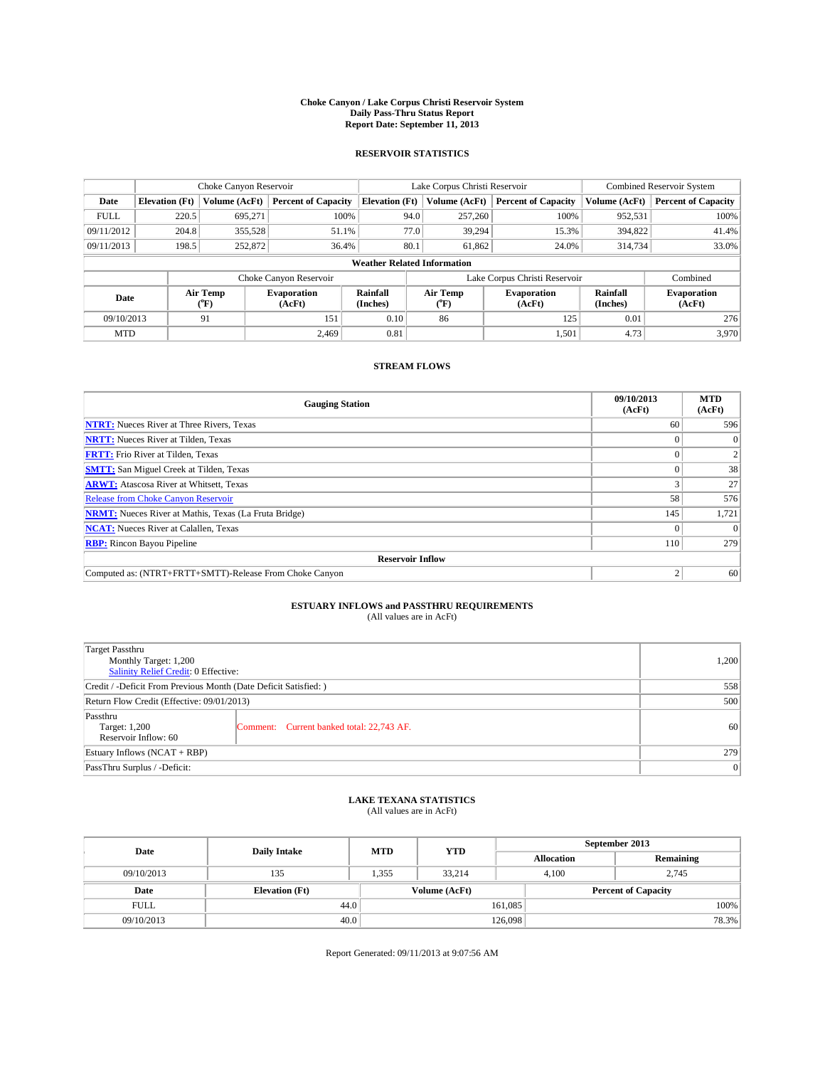# Choke Canyon / Lake Corpus Christi Reservoir System
## Daily Pass-Thru Status Report
### Report Date: September 11, 2013

## RESERVOIR STATISTICS

| | Choke Canyon Reservoir | | | Lake Corpus Christi Reservoir | | | Combined Reservoir System | |
|---|---|---|---|---|---|---|---|---|
| Date | Elevation (Ft) | Volume (AcFt) | Percent of Capacity | Elevation (Ft) | Volume (AcFt) | Percent of Capacity | Volume (AcFt) | Percent of Capacity |
| FULL | 220.5 | 695,271 | 100% | 94.0 | 257,260 | 100% | 952,531 | 100% |
| 09/11/2012 | 204.8 | 355,528 | 51.1% | 77.0 | 39,294 | 15.3% | 394,822 | 41.4% |
| 09/11/2013 | 198.5 | 252,872 | 36.4% | 80.1 | 61,862 | 24.0% | 314,734 | 33.0% |

**Weather Related Information**

| | Choke Canyon Reservoir | | | Lake Corpus Christi Reservoir | | | Combined |
|---|---|---|---|---|---|---|---|
| Date | Air Temp (°F) | Evaporation (AcFt) | Rainfall (Inches) | Air Temp (°F) | Evaporation (AcFt) | Rainfall (Inches) | Evaporation (AcFt) |
| 09/10/2013 | 91 | 151 | 0.10 | 86 | 125 | 0.01 | 276 |
| MTD | | 2,469 | 0.81 | | 1,501 | 4.73 | 3,970 |

## STREAM FLOWS

| Gauging Station | 09/10/2013 (AcFt) | MTD (AcFt) |
|---|---|---|
| NTRT: Nueces River at Three Rivers, Texas | 60 | 596 |
| NRTT: Nueces River at Tilden, Texas | 0 | 0 |
| FRTT: Frio River at Tilden, Texas | 0 | 2 |
| SMTT: San Miguel Creek at Tilden, Texas | 0 | 38 |
| ARWT: Atascosa River at Whitsett, Texas | 3 | 27 |
| Release from Choke Canyon Reservoir | 58 | 576 |
| NRMT: Nueces River at Mathis, Texas (La Fruta Bridge) | 145 | 1,721 |
| NCAT: Nueces River at Calallen, Texas | 0 | 0 |
| RBP: Rincon Bayou Pipeline | 110 | 279 |
| **Reservoir Inflow** | | |
| Computed as: (NTRT+FRTT+SMTT)-Release From Choke Canyon | 2 | 60 |

## ESTUARY INFLOWS and PASSTHRU REQUIREMENTS
(All values are in AcFt)

| | | |
|---|---|---|
| Target Passthru<br>Monthly Target: 1,200<br>Salinity Relief Credit: 0 Effective: | | 1,200 |
| Credit / -Deficit From Previous Month (Date Deficit Satisfied: ) | | 558 |
| Return Flow Credit (Effective: 09/01/2013) | | 500 |
| Passthru<br>Target: 1,200<br>Reservoir Inflow: 60 | Comment: Current banked total: 22,743 AF. | 60 |
| Estuary Inflows (NCAT + RBP) | | 279 |
| PassThru Surplus / -Deficit: | | 0 |

## LAKE TEXANA STATISTICS
(All values are in AcFt)

| Date | Daily Intake | MTD | YTD | September 2013 Allocation | September 2013 Remaining |
|---|---|---|---|---|---|
| 09/10/2013 | 135 | 1,355 | 33,214 | 4,100 | 2,745 |

| Date | Elevation (Ft) | Volume (AcFt) | Percent of Capacity |
|---|---|---|---|
| FULL | 44.0 | 161,085 | 100% |
| 09/10/2013 | 40.0 | 126,098 | 78.3% |

Report Generated: 09/11/2013 at 9:07:56 AM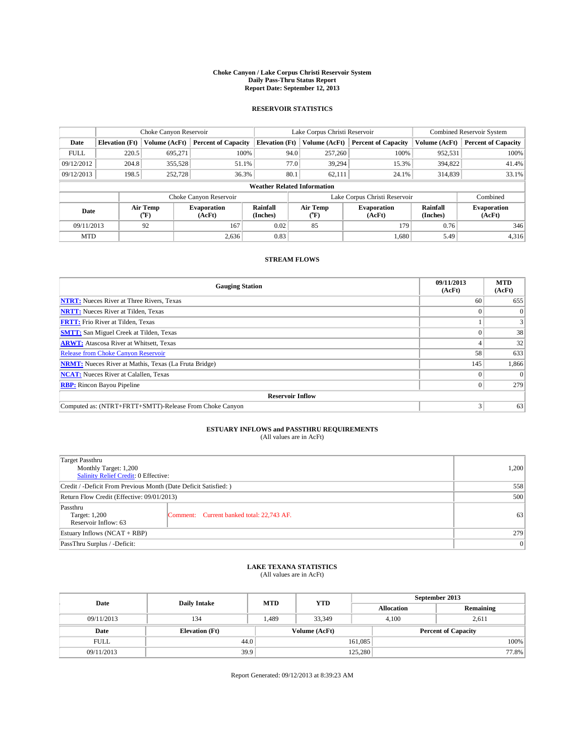**Choke Canyon / Lake Corpus Christi Reservoir System**
**Daily Pass-Thru Status Report**
**Report Date: September 12, 2013**

## RESERVOIR STATISTICS

| | Choke Canyon Reservoir | | | Lake Corpus Christi Reservoir | | | Combined Reservoir System | |
|---|---|---|---|---|---|---|---|---|
| Date | Elevation (Ft) | Volume (AcFt) | Percent of Capacity | Elevation (Ft) | Volume (AcFt) | Percent of Capacity | Volume (AcFt) | Percent of Capacity |
| FULL | 220.5 | 695,271 | 100% | 94.0 | 257,260 | 100% | 952,531 | 100% |
| 09/12/2012 | 204.8 | 355,528 | 51.1% | 77.0 | 39,294 | 15.3% | 394,822 | 41.4% |
| 09/12/2013 | 198.5 | 252,728 | 36.3% | 80.1 | 62,111 | 24.1% | 314,839 | 33.1% |

**Weather Related Information**

| | Choke Canyon Reservoir | | | Lake Corpus Christi Reservoir | | | Combined |
|---|---|---|---|---|---|---|---|
| Date | Air Temp (°F) | Evaporation (AcFt) | Rainfall (Inches) | Air Temp (°F) | Evaporation (AcFt) | Rainfall (Inches) | Evaporation (AcFt) |
| 09/11/2013 | 92 | 167 | 0.02 | 85 | 179 | 0.76 | 346 |
| MTD | | 2,636 | 0.83 | | 1,680 | 5.49 | 4,316 |

## STREAM FLOWS

| Gauging Station | 09/11/2013 (AcFt) | MTD (AcFt) |
|---|---|---|
| NTRT: Nueces River at Three Rivers, Texas | 60 | 655 |
| NRTT: Nueces River at Tilden, Texas | 0 | 0 |
| FRTT: Frio River at Tilden, Texas | 1 | 3 |
| SMTT: San Miguel Creek at Tilden, Texas | 0 | 38 |
| ARWT: Atascosa River at Whitsett, Texas | 4 | 32 |
| Release from Choke Canyon Reservoir | 58 | 633 |
| NRMT: Nueces River at Mathis, Texas (La Fruta Bridge) | 145 | 1,866 |
| NCAT: Nueces River at Calallen, Texas | 0 | 0 |
| RBP: Rincon Bayou Pipeline | 0 | 279 |
| **Reservoir Inflow** | | |
| Computed as: (NTRT+FRTT+SMTT)-Release From Choke Canyon | 3 | 63 |

## ESTUARY INFLOWS and PASSTHRU REQUIREMENTS
(All values are in AcFt)

| | | |
|---|---|---|
| Target Passthru<br>Monthly Target: 1,200<br>Salinity Relief Credit: 0 Effective: | | 1,200 |
| Credit / -Deficit From Previous Month (Date Deficit Satisfied: ) | | 558 |
| Return Flow Credit (Effective: 09/01/2013) | | 500 |
| Passthru<br>Target: 1,200<br>Reservoir Inflow: 63 | Comment: Current banked total: 22,743 AF. | 63 |
| Estuary Inflows (NCAT + RBP) | | 279 |
| PassThru Surplus / -Deficit: | | 0 |

## LAKE TEXANA STATISTICS
(All values are in AcFt)

| Date | Daily Intake | MTD | YTD | September 2013 Allocation | September 2013 Remaining |
|---|---|---|---|---|---|
| 09/11/2013 | 134 | 1,489 | 33,349 | 4,100 | 2,611 |

| Date | Elevation (Ft) | Volume (AcFt) | Percent of Capacity |
|---|---|---|---|
| FULL | 44.0 | 161,085 | 100% |
| 09/11/2013 | 39.9 | 125,280 | 77.8% |

Report Generated: 09/12/2013 at 8:39:23 AM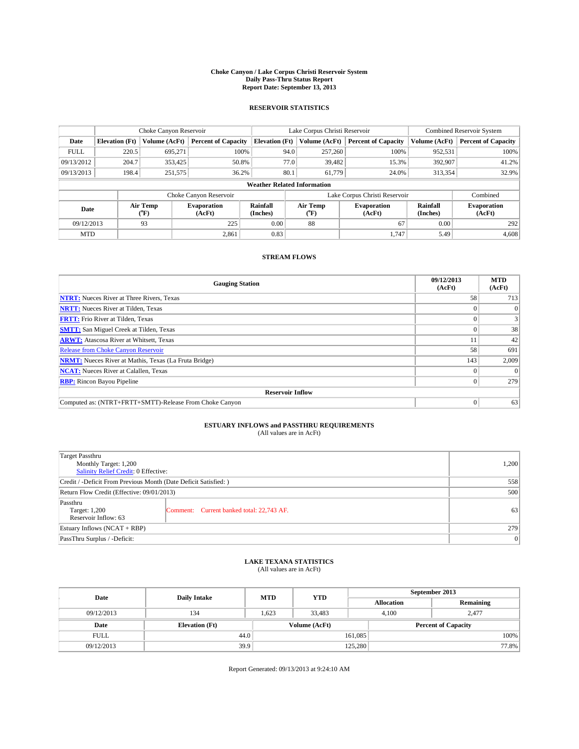**Choke Canyon / Lake Corpus Christi Reservoir System**
**Daily Pass-Thru Status Report**
**Report Date: September 13, 2013**

### RESERVOIR STATISTICS

| | Choke Canyon Reservoir | | | Lake Corpus Christi Reservoir | | | Combined Reservoir System | |
|---|---|---|---|---|---|---|---|---|
| Date | Elevation (Ft) | Volume (AcFt) | Percent of Capacity | Elevation (Ft) | Volume (AcFt) | Percent of Capacity | Volume (AcFt) | Percent of Capacity |
| FULL | 220.5 | 695,271 | 100% | 94.0 | 257,260 | 100% | 952,531 | 100% |
| 09/13/2012 | 204.7 | 353,425 | 50.8% | 77.0 | 39,482 | 15.3% | 392,907 | 41.2% |
| 09/13/2013 | 198.4 | 251,575 | 36.2% | 80.1 | 61,779 | 24.0% | 313,354 | 32.9% |

**Weather Related Information**

| | Choke Canyon Reservoir | | | Lake Corpus Christi Reservoir | | | Combined |
|---|---|---|---|---|---|---|---|
| Date | Air Temp (°F) | Evaporation (AcFt) | Rainfall (Inches) | Air Temp (°F) | Evaporation (AcFt) | Rainfall (Inches) | Evaporation (AcFt) |
| 09/12/2013 | 93 | 225 | 0.00 | 88 | 67 | 0.00 | 292 |
| MTD | | 2,861 | 0.83 | | 1,747 | 5.49 | 4,608 |

### STREAM FLOWS

| Gauging Station | 09/12/2013 (AcFt) | MTD (AcFt) |
|---|---|---|
| **NTRT:** Nueces River at Three Rivers, Texas | 58 | 713 |
| **NRTT:** Nueces River at Tilden, Texas | 0 | 0 |
| **FRTT:** Frio River at Tilden, Texas | 0 | 3 |
| **SMTT:** San Miguel Creek at Tilden, Texas | 0 | 38 |
| **ARWT:** Atascosa River at Whitsett, Texas | 11 | 42 |
| Release from Choke Canyon Reservoir | 58 | 691 |
| **NRMT:** Nueces River at Mathis, Texas (La Fruta Bridge) | 143 | 2,009 |
| **NCAT:** Nueces River at Calallen, Texas | 0 | 0 |
| **RBP:** Rincon Bayou Pipeline | 0 | 279 |
| **Reservoir Inflow** | | |
| Computed as: (NTRT+FRTT+SMTT)-Release From Choke Canyon | 0 | 63 |

### ESTUARY INFLOWS and PASSTHRU REQUIREMENTS
(All values are in AcFt)

| | | |
|---|---|---|
| Target Passthru<br>Monthly Target: 1,200<br>Salinity Relief Credit: 0 Effective: | | 1,200 |
| Credit / -Deficit From Previous Month (Date Deficit Satisfied: ) | | 558 |
| Return Flow Credit (Effective: 09/01/2013) | | 500 |
| Passthru<br>Target: 1,200<br>Reservoir Inflow: 63 | Comment: Current banked total: 22,743 AF. | 63 |
| Estuary Inflows (NCAT + RBP) | | 279 |
| PassThru Surplus / -Deficit: | | 0 |

### LAKE TEXANA STATISTICS
(All values are in AcFt)

| Date | Daily Intake | MTD | YTD | September 2013 Allocation | September 2013 Remaining |
|---|---|---|---|---|---|
| 09/12/2013 | 134 | 1,623 | 33,483 | 4,100 | 2,477 |

| Date | Elevation (Ft) | Volume (AcFt) | Percent of Capacity |
|---|---|---|---|
| FULL | 44.0 | 161,085 | 100% |
| 09/12/2013 | 39.9 | 125,280 | 77.8% |

Report Generated: 09/13/2013 at 9:24:10 AM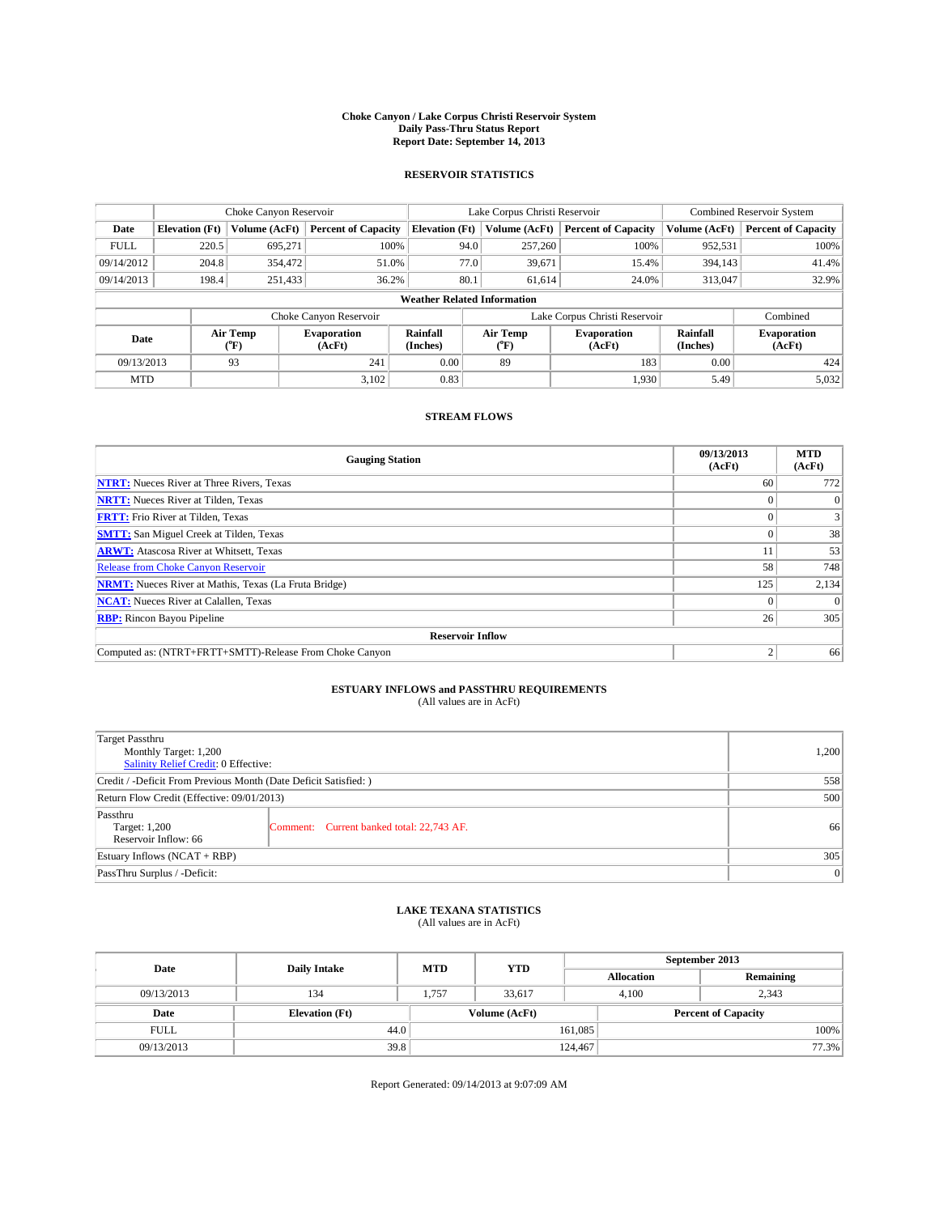# Choke Canyon / Lake Corpus Christi Reservoir System
## Daily Pass-Thru Status Report
### Report Date: September 14, 2013

## RESERVOIR STATISTICS

| | Choke Canyon Reservoir | | | Lake Corpus Christi Reservoir | | | Combined Reservoir System | |
|---|---|---|---|---|---|---|---|---|
| Date | Elevation (Ft) | Volume (AcFt) | Percent of Capacity | Elevation (Ft) | Volume (AcFt) | Percent of Capacity | Volume (AcFt) | Percent of Capacity |
| FULL | 220.5 | 695,271 | 100% | 94.0 | 257,260 | 100% | 952,531 | 100% |
| 09/14/2012 | 204.8 | 354,472 | 51.0% | 77.0 | 39,671 | 15.4% | 394,143 | 41.4% |
| 09/14/2013 | 198.4 | 251,433 | 36.2% | 80.1 | 61,614 | 24.0% | 313,047 | 32.9% |

**Weather Related Information**

| | Choke Canyon Reservoir | | | Lake Corpus Christi Reservoir | | | Combined |
|---|---|---|---|---|---|---|---|
| Date | Air Temp (°F) | Evaporation (AcFt) | Rainfall (Inches) | Air Temp (°F) | Evaporation (AcFt) | Rainfall (Inches) | Evaporation (AcFt) |
| 09/13/2013 | 93 | 241 | 0.00 | 89 | 183 | 0.00 | 424 |
| MTD | | 3,102 | 0.83 | | 1,930 | 5.49 | 5,032 |

## STREAM FLOWS

| Gauging Station | 09/13/2013 (AcFt) | MTD (AcFt) |
|---|---|---|
| **NTRT:** Nueces River at Three Rivers, Texas | 60 | 772 |
| **NRTT:** Nueces River at Tilden, Texas | 0 | 0 |
| **FRTT:** Frio River at Tilden, Texas | 0 | 3 |
| **SMTT:** San Miguel Creek at Tilden, Texas | 0 | 38 |
| **ARWT:** Atascosa River at Whitsett, Texas | 11 | 53 |
| Release from Choke Canyon Reservoir | 58 | 748 |
| **NRMT:** Nueces River at Mathis, Texas (La Fruta Bridge) | 125 | 2,134 |
| **NCAT:** Nueces River at Calallen, Texas | 0 | 0 |
| **RBP:** Rincon Bayou Pipeline | 26 | 305 |
| **Reservoir Inflow** | | |
| Computed as: (NTRT+FRTT+SMTT)-Release From Choke Canyon | 2 | 66 |

## ESTUARY INFLOWS and PASSTHRU REQUIREMENTS
(All values are in AcFt)

| | |
|---|---|
| Target Passthru<br>Monthly Target: 1,200<br>Salinity Relief Credit: 0 Effective: | 1,200 |
| Credit / -Deficit From Previous Month (Date Deficit Satisfied: ) | 558 |
| Return Flow Credit (Effective: 09/01/2013) | 500 |
| Passthru<br>Target: 1,200<br>Reservoir Inflow: 66 — Comment: Current banked total: 22,743 AF. | 66 |
| Estuary Inflows (NCAT + RBP) | 305 |
| PassThru Surplus / -Deficit: | 0 |

## LAKE TEXANA STATISTICS
(All values are in AcFt)

| Date | Daily Intake | MTD | YTD | September 2013 Allocation | September 2013 Remaining |
|---|---|---|---|---|---|
| 09/13/2013 | 134 | 1,757 | 33,617 | 4,100 | 2,343 |

| Date | Elevation (Ft) | Volume (AcFt) | Percent of Capacity |
|---|---|---|---|
| FULL | 44.0 | 161,085 | 100% |
| 09/13/2013 | 39.8 | 124,467 | 77.3% |

Report Generated: 09/14/2013 at 9:07:09 AM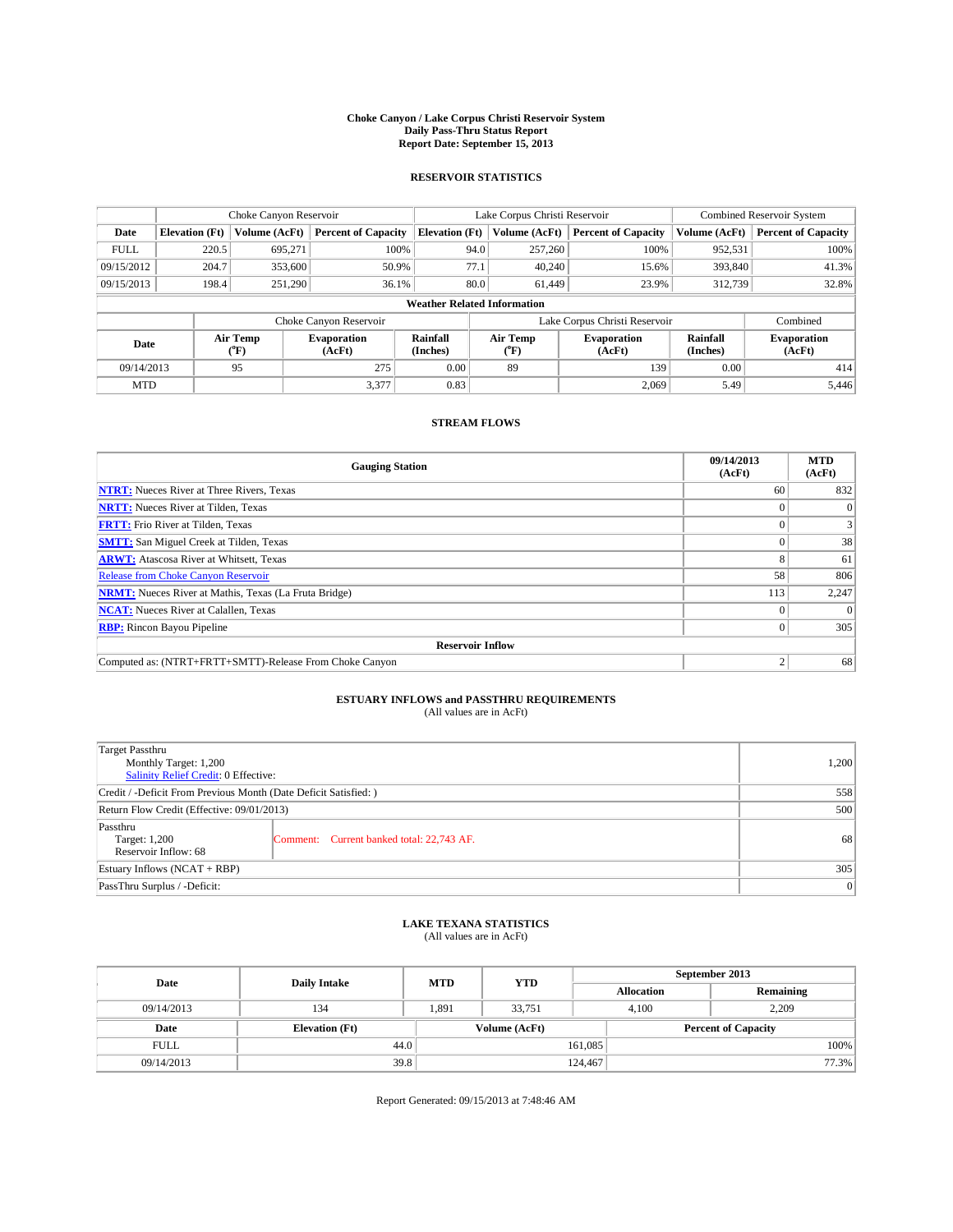**Choke Canyon / Lake Corpus Christi Reservoir System**
**Daily Pass-Thru Status Report**
**Report Date: September 15, 2013**

## RESERVOIR STATISTICS

| | Choke Canyon Reservoir | | | Lake Corpus Christi Reservoir | | | Combined Reservoir System | |
|---|---|---|---|---|---|---|---|---|
| **Date** | **Elevation (Ft)** | **Volume (AcFt)** | **Percent of Capacity** | **Elevation (Ft)** | **Volume (AcFt)** | **Percent of Capacity** | **Volume (AcFt)** | **Percent of Capacity** |
| FULL | 220.5 | 695,271 | 100% | 94.0 | 257,260 | 100% | 952,531 | 100% |
| 09/15/2012 | 204.7 | 353,600 | 50.9% | 77.1 | 40,240 | 15.6% | 393,840 | 41.3% |
| 09/15/2013 | 198.4 | 251,290 | 36.1% | 80.0 | 61,449 | 23.9% | 312,739 | 32.8% |

**Weather Related Information**

| | Choke Canyon Reservoir | | | Lake Corpus Christi Reservoir | | | Combined |
|---|---|---|---|---|---|---|---|
| **Date** | **Air Temp (°F)** | **Evaporation (AcFt)** | **Rainfall (Inches)** | **Air Temp (°F)** | **Evaporation (AcFt)** | **Rainfall (Inches)** | **Evaporation (AcFt)** |
| 09/14/2013 | 95 | 275 | 0.00 | 89 | 139 | 0.00 | 414 |
| MTD | | 3,377 | 0.83 | | 2,069 | 5.49 | 5,446 |

## STREAM FLOWS

| Gauging Station | 09/14/2013 (AcFt) | MTD (AcFt) |
|---|---|---|
| **NTRT:** Nueces River at Three Rivers, Texas | 60 | 832 |
| **NRTT:** Nueces River at Tilden, Texas | 0 | 0 |
| **FRTT:** Frio River at Tilden, Texas | 0 | 3 |
| **SMTT:** San Miguel Creek at Tilden, Texas | 0 | 38 |
| **ARWT:** Atascosa River at Whitsett, Texas | 8 | 61 |
| Release from Choke Canyon Reservoir | 58 | 806 |
| **NRMT:** Nueces River at Mathis, Texas (La Fruta Bridge) | 113 | 2,247 |
| **NCAT:** Nueces River at Calallen, Texas | 0 | 0 |
| **RBP:** Rincon Bayou Pipeline | 0 | 305 |
| **Reservoir Inflow** | | |
| Computed as: (NTRT+FRTT+SMTT)-Release From Choke Canyon | 2 | 68 |

## ESTUARY INFLOWS and PASSTHRU REQUIREMENTS
(All values are in AcFt)

| | | |
|---|---|---|
| Target Passthru<br>Monthly Target: 1,200<br>Salinity Relief Credit: 0 Effective: | | 1,200 |
| Credit / -Deficit From Previous Month (Date Deficit Satisfied: ) | | 558 |
| Return Flow Credit (Effective: 09/01/2013) | | 500 |
| Passthru<br>Target: 1,200<br>Reservoir Inflow: 68 | Comment: Current banked total: 22,743 AF. | 68 |
| Estuary Inflows (NCAT + RBP) | | 305 |
| PassThru Surplus / -Deficit: | | 0 |

## LAKE TEXANA STATISTICS
(All values are in AcFt)

| Date | Daily Intake | MTD | YTD | September 2013 Allocation | September 2013 Remaining |
|---|---|---|---|---|---|
| 09/14/2013 | 134 | 1,891 | 33,751 | 4,100 | 2,209 |

| Date | Elevation (Ft) | Volume (AcFt) | Percent of Capacity |
|---|---|---|---|
| FULL | 44.0 | 161,085 | 100% |
| 09/14/2013 | 39.8 | 124,467 | 77.3% |

Report Generated: 09/15/2013 at 7:48:46 AM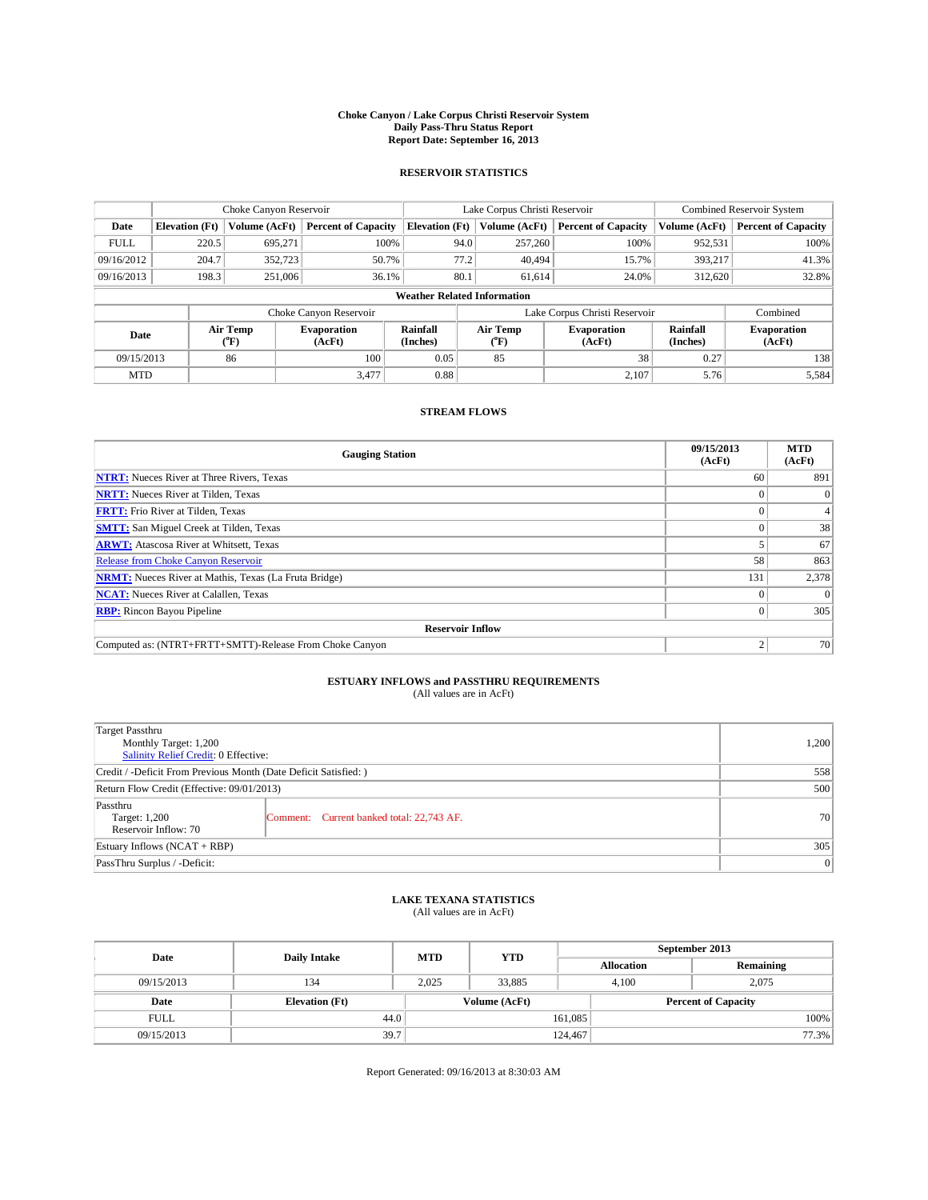**Choke Canyon / Lake Corpus Christi Reservoir System**
**Daily Pass-Thru Status Report**
**Report Date: September 16, 2013**

## RESERVOIR STATISTICS

| | Choke Canyon Reservoir | | | Lake Corpus Christi Reservoir | | | Combined Reservoir System | |
|---|---|---|---|---|---|---|---|---|
| Date | Elevation (Ft) | Volume (AcFt) | Percent of Capacity | Elevation (Ft) | Volume (AcFt) | Percent of Capacity | Volume (AcFt) | Percent of Capacity |
| FULL | 220.5 | 695,271 | 100% | 94.0 | 257,260 | 100% | 952,531 | 100% |
| 09/16/2012 | 204.7 | 352,723 | 50.7% | 77.2 | 40,494 | 15.7% | 393,217 | 41.3% |
| 09/16/2013 | 198.3 | 251,006 | 36.1% | 80.1 | 61,614 | 24.0% | 312,620 | 32.8% |

**Weather Related Information**

| | Choke Canyon Reservoir | | | Lake Corpus Christi Reservoir | | | Combined |
|---|---|---|---|---|---|---|---|
| Date | Air Temp (°F) | Evaporation (AcFt) | Rainfall (Inches) | Air Temp (°F) | Evaporation (AcFt) | Rainfall (Inches) | Evaporation (AcFt) |
| 09/15/2013 | 86 | 100 | 0.05 | 85 | 38 | 0.27 | 138 |
| MTD | | 3,477 | 0.88 | | 2,107 | 5.76 | 5,584 |

## STREAM FLOWS

| Gauging Station | 09/15/2013 (AcFt) | MTD (AcFt) |
|---|---|---|
| NTRT: Nueces River at Three Rivers, Texas | 60 | 891 |
| NRTT: Nueces River at Tilden, Texas | 0 | 0 |
| FRTT: Frio River at Tilden, Texas | 0 | 4 |
| SMTT: San Miguel Creek at Tilden, Texas | 0 | 38 |
| ARWT: Atascosa River at Whitsett, Texas | 5 | 67 |
| Release from Choke Canyon Reservoir | 58 | 863 |
| NRMT: Nueces River at Mathis, Texas (La Fruta Bridge) | 131 | 2,378 |
| NCAT: Nueces River at Calallen, Texas | 0 | 0 |
| RBP: Rincon Bayou Pipeline | 0 | 305 |
| **Reservoir Inflow** | | |
| Computed as: (NTRT+FRTT+SMTT)-Release From Choke Canyon | 2 | 70 |

## ESTUARY INFLOWS and PASSTHRU REQUIREMENTS
(All values are in AcFt)

| | | |
|---|---|---|
| Target Passthru<br>Monthly Target: 1,200<br>Salinity Relief Credit: 0 Effective: | | 1,200 |
| Credit / -Deficit From Previous Month (Date Deficit Satisfied: ) | | 558 |
| Return Flow Credit (Effective: 09/01/2013) | | 500 |
| Passthru<br>Target: 1,200<br>Reservoir Inflow: 70 | Comment: Current banked total: 22,743 AF. | 70 |
| Estuary Inflows (NCAT + RBP) | | 305 |
| PassThru Surplus / -Deficit: | | 0 |

## LAKE TEXANA STATISTICS
(All values are in AcFt)

| Date | Daily Intake | MTD | YTD | September 2013 Allocation | September 2013 Remaining |
|---|---|---|---|---|---|
| 09/15/2013 | 134 | 2,025 | 33,885 | 4,100 | 2,075 |

| Date | Elevation (Ft) | Volume (AcFt) | Percent of Capacity |
|---|---|---|---|
| FULL | 44.0 | 161,085 | 100% |
| 09/15/2013 | 39.7 | 124,467 | 77.3% |

Report Generated: 09/16/2013 at 8:30:03 AM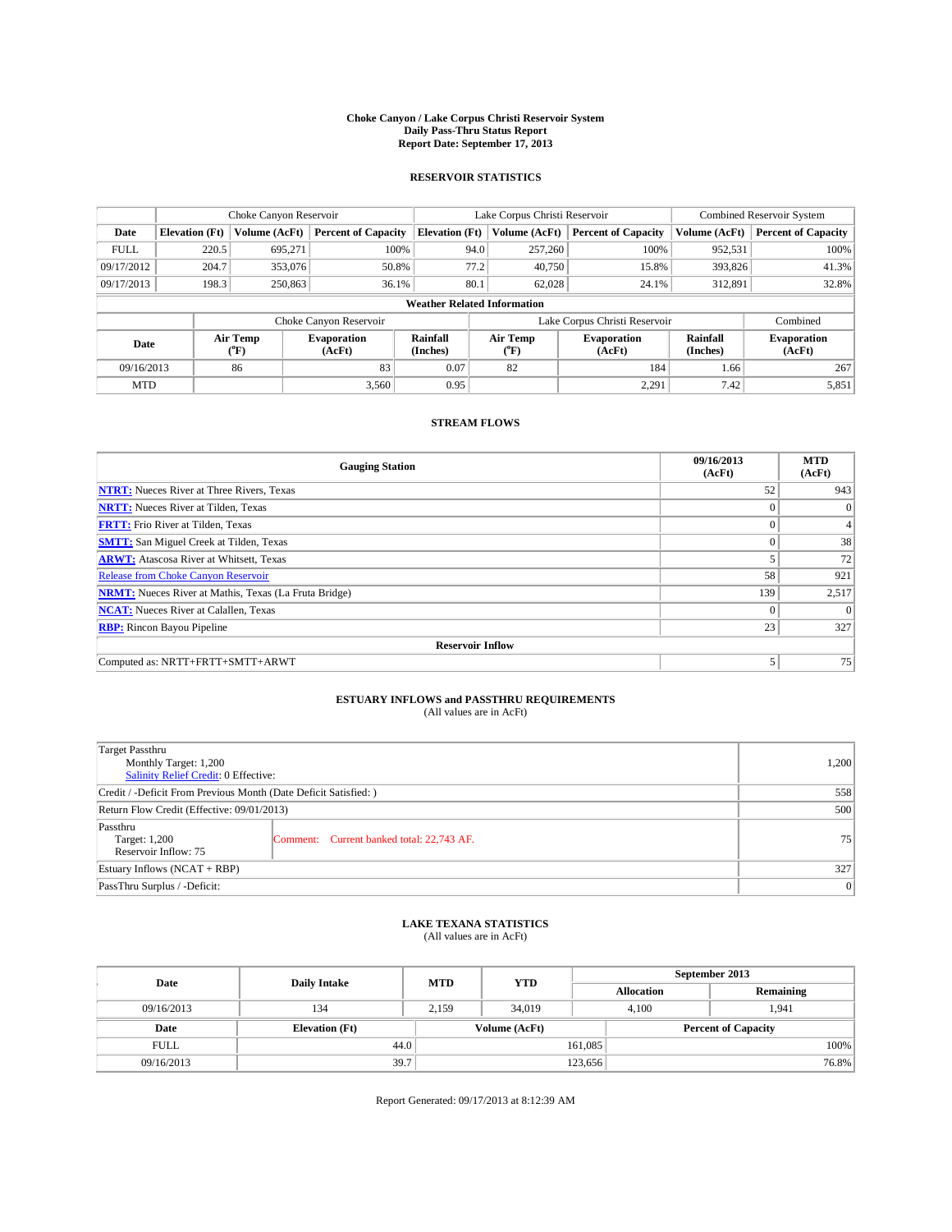**Choke Canyon / Lake Corpus Christi Reservoir System**
**Daily Pass-Thru Status Report**
**Report Date: September 17, 2013**

## RESERVOIR STATISTICS

| | Choke Canyon Reservoir | | | Lake Corpus Christi Reservoir | | | Combined Reservoir System | |
|---|---|---|---|---|---|---|---|---|
| **Date** | **Elevation (Ft)** | **Volume (AcFt)** | **Percent of Capacity** | **Elevation (Ft)** | **Volume (AcFt)** | **Percent of Capacity** | **Volume (AcFt)** | **Percent of Capacity** |
| FULL | 220.5 | 695,271 | 100% | 94.0 | 257,260 | 100% | 952,531 | 100% |
| 09/17/2012 | 204.7 | 353,076 | 50.8% | 77.2 | 40,750 | 15.8% | 393,826 | 41.3% |
| 09/17/2013 | 198.3 | 250,863 | 36.1% | 80.1 | 62,028 | 24.1% | 312,891 | 32.8% |

**Weather Related Information**

| | Choke Canyon Reservoir | | | Lake Corpus Christi Reservoir | | | Combined |
|---|---|---|---|---|---|---|---|
| **Date** | **Air Temp (°F)** | **Evaporation (AcFt)** | **Rainfall (Inches)** | **Air Temp (°F)** | **Evaporation (AcFt)** | **Rainfall (Inches)** | **Evaporation (AcFt)** |
| 09/16/2013 | 86 | 83 | 0.07 | 82 | 184 | 1.66 | 267 |
| MTD | | 3,560 | 0.95 | | 2,291 | 7.42 | 5,851 |

## STREAM FLOWS

| Gauging Station | 09/16/2013 (AcFt) | MTD (AcFt) |
|---|---|---|
| **NTRT:** Nueces River at Three Rivers, Texas | 52 | 943 |
| **NRTT:** Nueces River at Tilden, Texas | 0 | 0 |
| **FRTT:** Frio River at Tilden, Texas | 0 | 4 |
| **SMTT:** San Miguel Creek at Tilden, Texas | 0 | 38 |
| **ARWT:** Atascosa River at Whitsett, Texas | 5 | 72 |
| Release from Choke Canyon Reservoir | 58 | 921 |
| **NRMT:** Nueces River at Mathis, Texas (La Fruta Bridge) | 139 | 2,517 |
| **NCAT:** Nueces River at Calallen, Texas | 0 | 0 |
| **RBP:** Rincon Bayou Pipeline | 23 | 327 |
| **Reservoir Inflow** | | |
| Computed as: NRTT+FRTT+SMTT+ARWT | 5 | 75 |

## ESTUARY INFLOWS and PASSTHRU REQUIREMENTS

(All values are in AcFt)

| | |
|---|---|
| Target Passthru<br>Monthly Target: 1,200<br>Salinity Relief Credit: 0 Effective: | 1,200 |
| Credit / -Deficit From Previous Month (Date Deficit Satisfied: ) | 558 |
| Return Flow Credit (Effective: 09/01/2013) | 500 |
| Passthru<br>Target: 1,200<br>Reservoir Inflow: 75 — Comment: Current banked total: 22,743 AF. | 75 |
| Estuary Inflows (NCAT + RBP) | 327 |
| PassThru Surplus / -Deficit: | 0 |

## LAKE TEXANA STATISTICS

(All values are in AcFt)

| Date | Daily Intake | MTD | YTD | September 2013 Allocation | September 2013 Remaining |
|---|---|---|---|---|---|
| 09/16/2013 | 134 | 2,159 | 34,019 | 4,100 | 1,941 |

| Date | Elevation (Ft) | Volume (AcFt) | Percent of Capacity |
|---|---|---|---|
| FULL | 44.0 | 161,085 | 100% |
| 09/16/2013 | 39.7 | 123,656 | 76.8% |

Report Generated: 09/17/2013 at 8:12:39 AM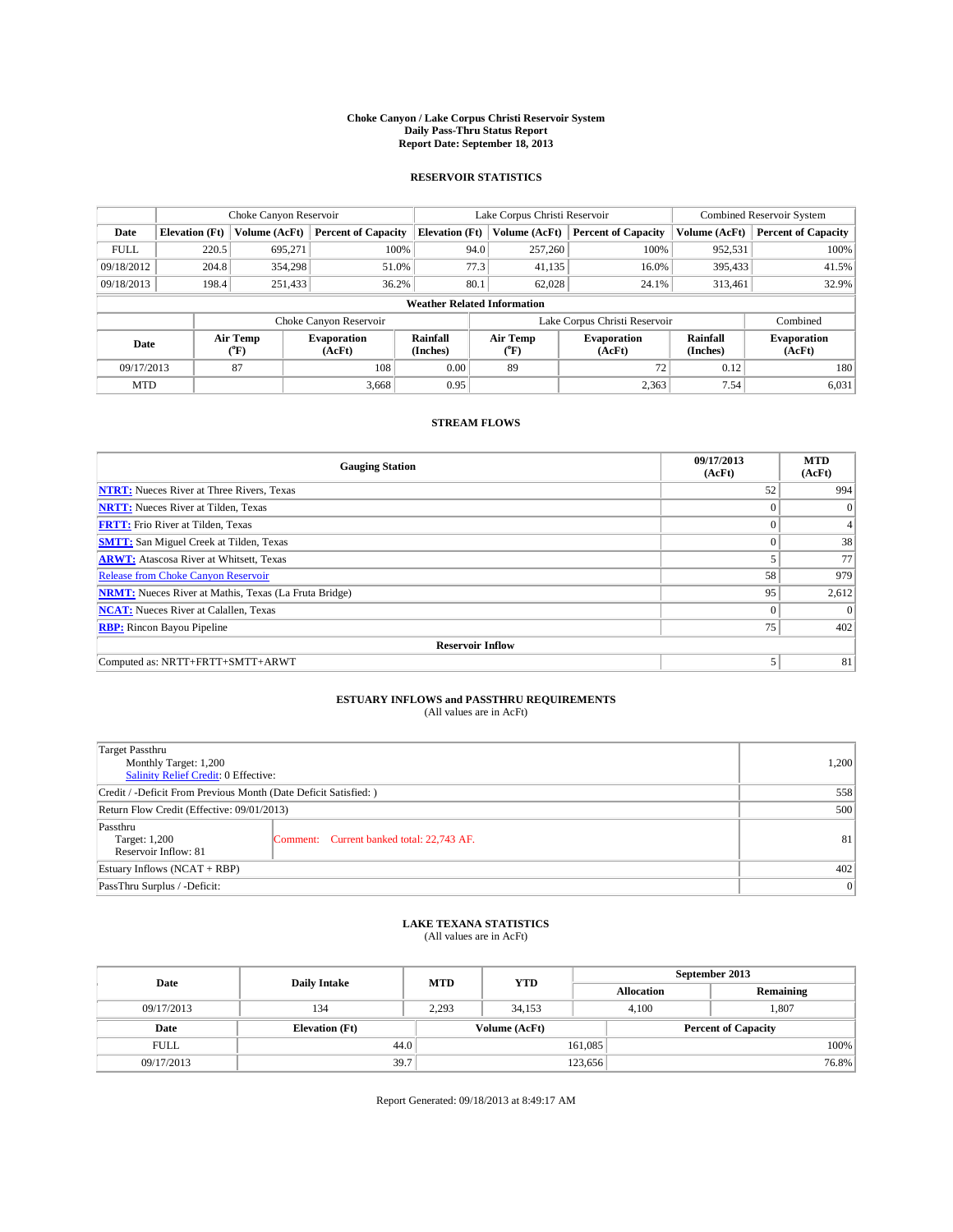**Choke Canyon / Lake Corpus Christi Reservoir System**
**Daily Pass-Thru Status Report**
**Report Date: September 18, 2013**

## RESERVOIR STATISTICS

| | Choke Canyon Reservoir | | | Lake Corpus Christi Reservoir | | | Combined Reservoir System | |
|---|---|---|---|---|---|---|---|---|
| Date | Elevation (Ft) | Volume (AcFt) | Percent of Capacity | Elevation (Ft) | Volume (AcFt) | Percent of Capacity | Volume (AcFt) | Percent of Capacity |
| FULL | 220.5 | 695,271 | 100% | 94.0 | 257,260 | 100% | 952,531 | 100% |
| 09/18/2012 | 204.8 | 354,298 | 51.0% | 77.3 | 41,135 | 16.0% | 395,433 | 41.5% |
| 09/18/2013 | 198.4 | 251,433 | 36.2% | 80.1 | 62,028 | 24.1% | 313,461 | 32.9% |

**Weather Related Information**

| | Choke Canyon Reservoir | | | Lake Corpus Christi Reservoir | | | Combined |
|---|---|---|---|---|---|---|---|
| Date | Air Temp (°F) | Evaporation (AcFt) | Rainfall (Inches) | Air Temp (°F) | Evaporation (AcFt) | Rainfall (Inches) | Evaporation (AcFt) |
| 09/17/2013 | 87 | 108 | 0.00 | 89 | 72 | 0.12 | 180 |
| MTD | | 3,668 | 0.95 | | 2,363 | 7.54 | 6,031 |

## STREAM FLOWS

| Gauging Station | 09/17/2013 (AcFt) | MTD (AcFt) |
|---|---|---|
| **NTRT:** Nueces River at Three Rivers, Texas | 52 | 994 |
| **NRTT:** Nueces River at Tilden, Texas | 0 | 0 |
| **FRTT:** Frio River at Tilden, Texas | 0 | 4 |
| **SMTT:** San Miguel Creek at Tilden, Texas | 0 | 38 |
| **ARWT:** Atascosa River at Whitsett, Texas | 5 | 77 |
| Release from Choke Canyon Reservoir | 58 | 979 |
| **NRMT:** Nueces River at Mathis, Texas (La Fruta Bridge) | 95 | 2,612 |
| **NCAT:** Nueces River at Calallen, Texas | 0 | 0 |
| **RBP:** Rincon Bayou Pipeline | 75 | 402 |
| **Reservoir Inflow** | | |
| Computed as: NRTT+FRTT+SMTT+ARWT | 5 | 81 |

## ESTUARY INFLOWS and PASSTHRU REQUIREMENTS

(All values are in AcFt)

| | |
|---|---|
| Target Passthru<br>Monthly Target: 1,200<br>Salinity Relief Credit: 0 Effective: | 1,200 |
| Credit / -Deficit From Previous Month (Date Deficit Satisfied: ) | 558 |
| Return Flow Credit (Effective: 09/01/2013) | 500 |
| Passthru<br>Target: 1,200<br>Reservoir Inflow: 81 — Comment: Current banked total: 22,743 AF. | 81 |
| Estuary Inflows (NCAT + RBP) | 402 |
| PassThru Surplus / -Deficit: | 0 |

## LAKE TEXANA STATISTICS

(All values are in AcFt)

| Date | Daily Intake | MTD | YTD | September 2013 Allocation | September 2013 Remaining |
|---|---|---|---|---|---|
| 09/17/2013 | 134 | 2,293 | 34,153 | 4,100 | 1,807 |

| Date | Elevation (Ft) | Volume (AcFt) | Percent of Capacity |
|---|---|---|---|
| FULL | 44.0 | 161,085 | 100% |
| 09/17/2013 | 39.7 | 123,656 | 76.8% |

Report Generated: 09/18/2013 at 8:49:17 AM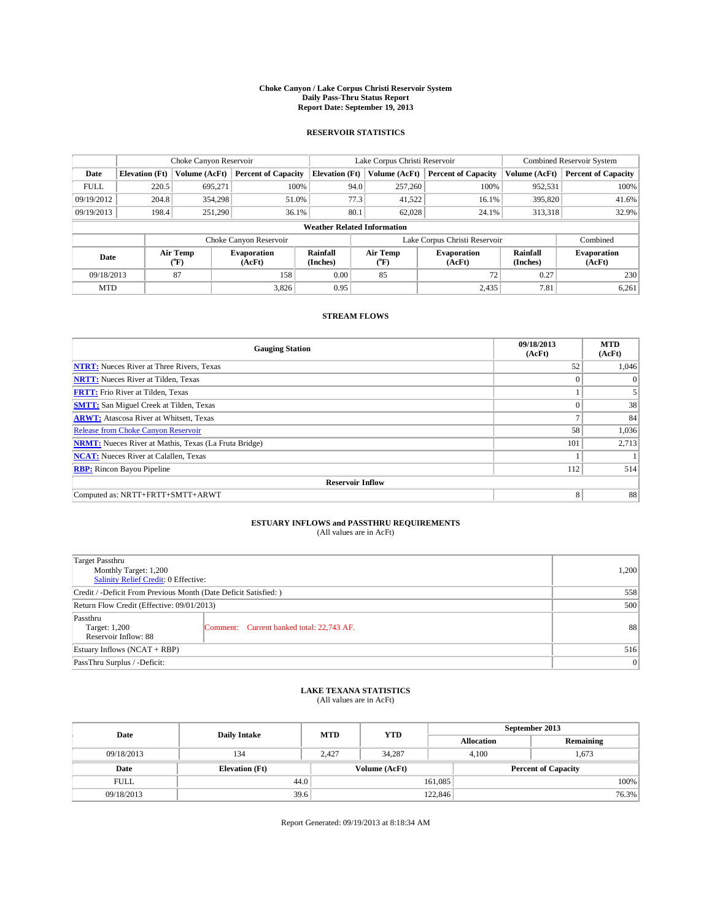**Choke Canyon / Lake Corpus Christi Reservoir System**
**Daily Pass-Thru Status Report**
**Report Date: September 19, 2013**

## RESERVOIR STATISTICS

| | Choke Canyon Reservoir | | | Lake Corpus Christi Reservoir | | | Combined Reservoir System | |
|---|---|---|---|---|---|---|---|---|
| **Date** | **Elevation (Ft)** | **Volume (AcFt)** | **Percent of Capacity** | **Elevation (Ft)** | **Volume (AcFt)** | **Percent of Capacity** | **Volume (AcFt)** | **Percent of Capacity** |
| FULL | 220.5 | 695,271 | 100% | 94.0 | 257,260 | 100% | 952,531 | 100% |
| 09/19/2012 | 204.8 | 354,298 | 51.0% | 77.3 | 41,522 | 16.1% | 395,820 | 41.6% |
| 09/19/2013 | 198.4 | 251,290 | 36.1% | 80.1 | 62,028 | 24.1% | 313,318 | 32.9% |

**Weather Related Information**

| | Choke Canyon Reservoir | | | Lake Corpus Christi Reservoir | | | Combined |
|---|---|---|---|---|---|---|---|
| **Date** | **Air Temp (°F)** | **Evaporation (AcFt)** | **Rainfall (Inches)** | **Air Temp (°F)** | **Evaporation (AcFt)** | **Rainfall (Inches)** | **Evaporation (AcFt)** |
| 09/18/2013 | 87 | 158 | 0.00 | 85 | 72 | 0.27 | 230 |
| MTD | | 3,826 | 0.95 | | 2,435 | 7.81 | 6,261 |

## STREAM FLOWS

| Gauging Station | 09/18/2013 (AcFt) | MTD (AcFt) |
|---|---|---|
| **NTRT:** Nueces River at Three Rivers, Texas | 52 | 1,046 |
| **NRTT:** Nueces River at Tilden, Texas | 0 | 0 |
| **FRTT:** Frio River at Tilden, Texas | 1 | 5 |
| **SMTT:** San Miguel Creek at Tilden, Texas | 0 | 38 |
| **ARWT:** Atascosa River at Whitsett, Texas | 7 | 84 |
| Release from Choke Canyon Reservoir | 58 | 1,036 |
| **NRMT:** Nueces River at Mathis, Texas (La Fruta Bridge) | 101 | 2,713 |
| **NCAT:** Nueces River at Calallen, Texas | 1 | 1 |
| **RBP:** Rincon Bayou Pipeline | 112 | 514 |
| **Reservoir Inflow** | | |
| Computed as: NRTT+FRTT+SMTT+ARWT | 8 | 88 |

## ESTUARY INFLOWS and PASSTHRU REQUIREMENTS
(All values are in AcFt)

| | | |
|---|---|---|
| Target Passthru<br>Monthly Target: 1,200<br>Salinity Relief Credit: 0 Effective: | | 1,200 |
| Credit / -Deficit From Previous Month (Date Deficit Satisfied: ) | | 558 |
| Return Flow Credit (Effective: 09/01/2013) | | 500 |
| Passthru<br>Target: 1,200<br>Reservoir Inflow: 88 | Comment: Current banked total: 22,743 AF. | 88 |
| Estuary Inflows (NCAT + RBP) | | 516 |
| PassThru Surplus / -Deficit: | | 0 |

## LAKE TEXANA STATISTICS
(All values are in AcFt)

| Date | Daily Intake | MTD | YTD | September 2013 Allocation | September 2013 Remaining |
|---|---|---|---|---|---|
| 09/18/2013 | 134 | 2,427 | 34,287 | 4,100 | 1,673 |

| Date | Elevation (Ft) | Volume (AcFt) | Percent of Capacity |
|---|---|---|---|
| FULL | 44.0 | 161,085 | 100% |
| 09/18/2013 | 39.6 | 122,846 | 76.3% |

Report Generated: 09/19/2013 at 8:18:34 AM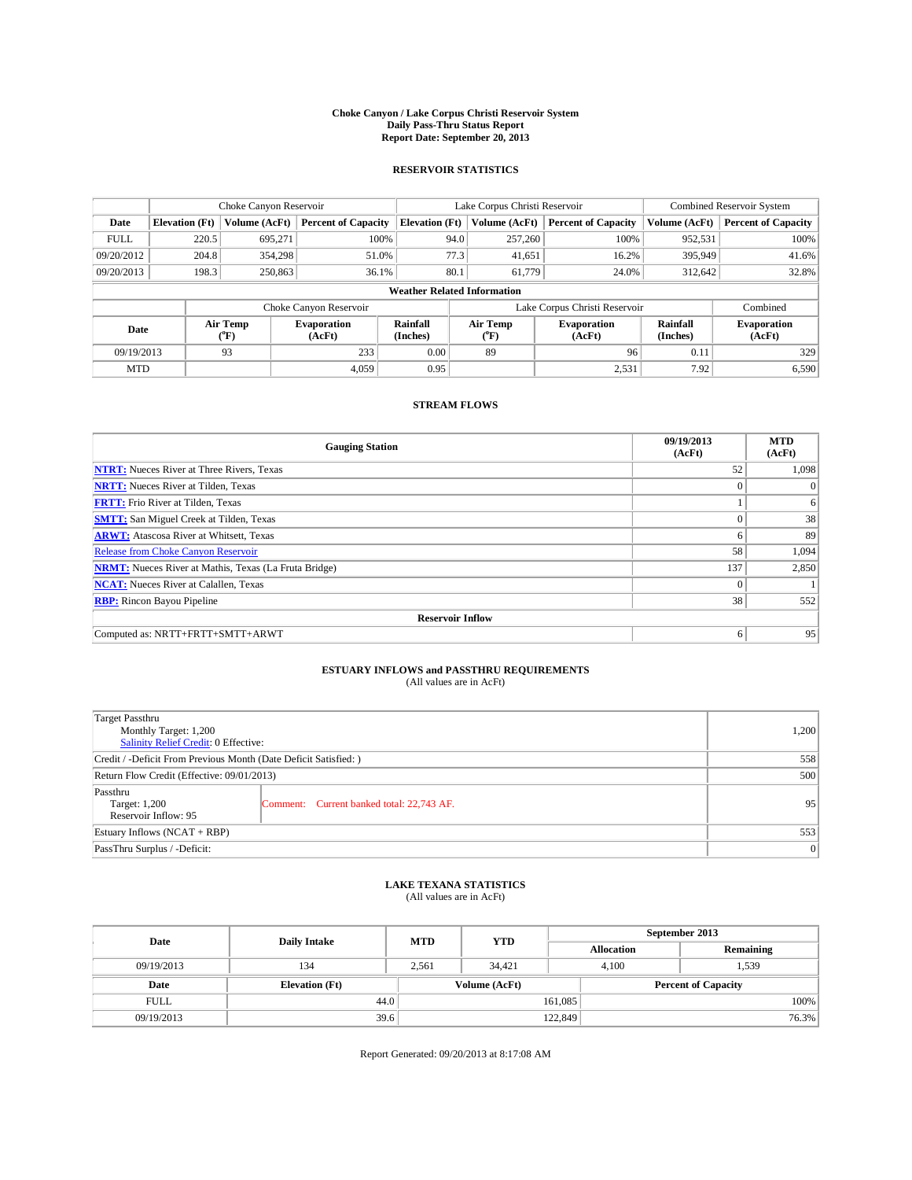# Choke Canyon / Lake Corpus Christi Reservoir System
## Daily Pass-Thru Status Report
## Report Date: September 20, 2013

### RESERVOIR STATISTICS

| | Choke Canyon Reservoir | | | Lake Corpus Christi Reservoir | | | Combined Reservoir System | |
|---|---|---|---|---|---|---|---|---|
| Date | Elevation (Ft) | Volume (AcFt) | Percent of Capacity | Elevation (Ft) | Volume (AcFt) | Percent of Capacity | Volume (AcFt) | Percent of Capacity |
| FULL | 220.5 | 695,271 | 100% | 94.0 | 257,260 | 100% | 952,531 | 100% |
| 09/20/2012 | 204.8 | 354,298 | 51.0% | 77.3 | 41,651 | 16.2% | 395,949 | 41.6% |
| 09/20/2013 | 198.3 | 250,863 | 36.1% | 80.1 | 61,779 | 24.0% | 312,642 | 32.8% |

**Weather Related Information**

| | Choke Canyon Reservoir | | | Lake Corpus Christi Reservoir | | | Combined |
|---|---|---|---|---|---|---|---|
| Date | Air Temp (°F) | Evaporation (AcFt) | Rainfall (Inches) | Air Temp (°F) | Evaporation (AcFt) | Rainfall (Inches) | Evaporation (AcFt) |
| 09/19/2013 | 93 | 233 | 0.00 | 89 | 96 | 0.11 | 329 |
| MTD | | 4,059 | 0.95 | | 2,531 | 7.92 | 6,590 |

### STREAM FLOWS

| Gauging Station | 09/19/2013 (AcFt) | MTD (AcFt) |
|---|---|---|
| NTRT: Nueces River at Three Rivers, Texas | 52 | 1,098 |
| NRTT: Nueces River at Tilden, Texas | 0 | 0 |
| FRTT: Frio River at Tilden, Texas | 1 | 6 |
| SMTT: San Miguel Creek at Tilden, Texas | 0 | 38 |
| ARWT: Atascosa River at Whitsett, Texas | 6 | 89 |
| Release from Choke Canyon Reservoir | 58 | 1,094 |
| NRMT: Nueces River at Mathis, Texas (La Fruta Bridge) | 137 | 2,850 |
| NCAT: Nueces River at Calallen, Texas | 0 | 1 |
| RBP: Rincon Bayou Pipeline | 38 | 552 |
| **Reservoir Inflow** | | |
| Computed as: NRTT+FRTT+SMTT+ARWT | 6 | 95 |

### ESTUARY INFLOWS and PASSTHRU REQUIREMENTS
(All values are in AcFt)

| | |
|---|---|
| Target Passthru<br>Monthly Target: 1,200<br>Salinity Relief Credit: 0 Effective: | 1,200 |
| Credit / -Deficit From Previous Month (Date Deficit Satisfied: ) | 558 |
| Return Flow Credit (Effective: 09/01/2013) | 500 |
| Passthru<br>Target: 1,200<br>Reservoir Inflow: 95 — Comment: Current banked total: 22,743 AF. | 95 |
| Estuary Inflows (NCAT + RBP) | 553 |
| PassThru Surplus / -Deficit: | 0 |

### LAKE TEXANA STATISTICS
(All values are in AcFt)

| Date | Daily Intake | MTD | YTD | September 2013 Allocation | September 2013 Remaining |
|---|---|---|---|---|---|
| 09/19/2013 | 134 | 2,561 | 34,421 | 4,100 | 1,539 |

| Date | Elevation (Ft) | Volume (AcFt) | Percent of Capacity |
|---|---|---|---|
| FULL | 44.0 | 161,085 | 100% |
| 09/19/2013 | 39.6 | 122,849 | 76.3% |

Report Generated: 09/20/2013 at 8:17:08 AM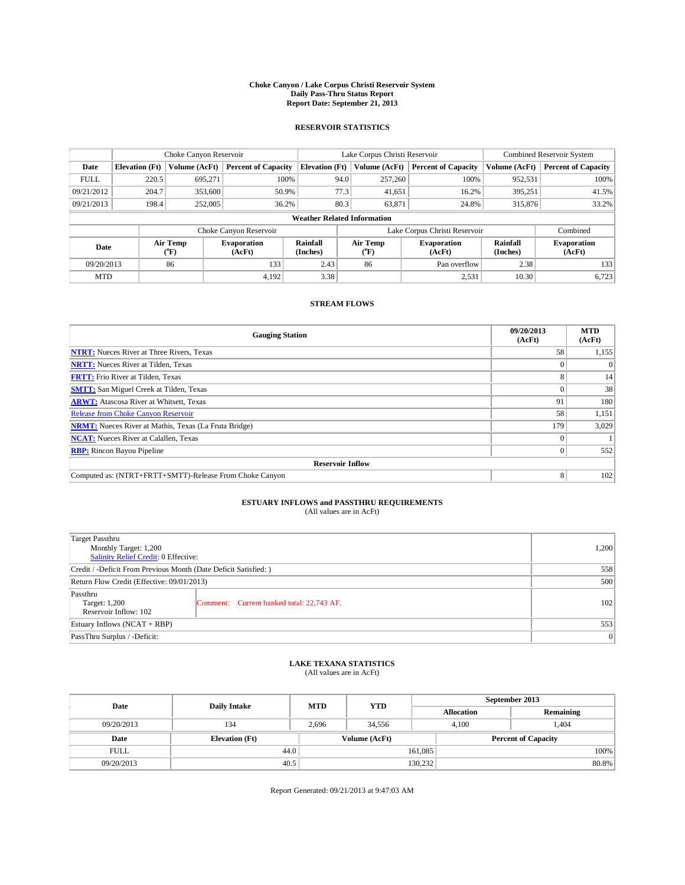# Choke Canyon / Lake Corpus Christi Reservoir System
## Daily Pass-Thru Status Report
### Report Date: September 21, 2013

## RESERVOIR STATISTICS

| | Choke Canyon Reservoir | | | Lake Corpus Christi Reservoir | | | Combined Reservoir System | |
|---|---|---|---|---|---|---|---|---|
| Date | Elevation (Ft) | Volume (AcFt) | Percent of Capacity | Elevation (Ft) | Volume (AcFt) | Percent of Capacity | Volume (AcFt) | Percent of Capacity |
| FULL | 220.5 | 695,271 | 100% | 94.0 | 257,260 | 100% | 952,531 | 100% |
| 09/21/2012 | 204.7 | 353,600 | 50.9% | 77.3 | 41,651 | 16.2% | 395,251 | 41.5% |
| 09/21/2013 | 198.4 | 252,005 | 36.2% | 80.3 | 63,871 | 24.8% | 315,876 | 33.2% |

**Weather Related Information**

| | Choke Canyon Reservoir | | | Lake Corpus Christi Reservoir | | | Combined |
|---|---|---|---|---|---|---|---|
| Date | Air Temp (°F) | Evaporation (AcFt) | Rainfall (Inches) | Air Temp (°F) | Evaporation (AcFt) | Rainfall (Inches) | Evaporation (AcFt) |
| 09/20/2013 | 86 | 133 | 2.43 | 86 | Pan overflow | 2.38 | 133 |
| MTD | | 4,192 | 3.38 | | 2,531 | 10.30 | 6,723 |

## STREAM FLOWS

| Gauging Station | 09/20/2013 (AcFt) | MTD (AcFt) |
|---|---|---|
| NTRT: Nueces River at Three Rivers, Texas | 58 | 1,155 |
| NRTT: Nueces River at Tilden, Texas | 0 | 0 |
| FRTT: Frio River at Tilden, Texas | 8 | 14 |
| SMTT: San Miguel Creek at Tilden, Texas | 0 | 38 |
| ARWT: Atascosa River at Whitsett, Texas | 91 | 180 |
| Release from Choke Canyon Reservoir | 58 | 1,151 |
| NRMT: Nueces River at Mathis, Texas (La Fruta Bridge) | 179 | 3,029 |
| NCAT: Nueces River at Calallen, Texas | 0 | 1 |
| RBP: Rincon Bayou Pipeline | 0 | 552 |
| **Reservoir Inflow** | | |
| Computed as: (NTRT+FRTT+SMTT)-Release From Choke Canyon | 8 | 102 |

## ESTUARY INFLOWS and PASSTHRU REQUIREMENTS
(All values are in AcFt)

| | | |
|---|---|---|
| Target Passthru<br>Monthly Target: 1,200<br>Salinity Relief Credit: 0 Effective: | | 1,200 |
| Credit / -Deficit From Previous Month (Date Deficit Satisfied: ) | | 558 |
| Return Flow Credit (Effective: 09/01/2013) | | 500 |
| Passthru<br>Target: 1,200<br>Reservoir Inflow: 102 | Comment: Current banked total: 22,743 AF. | 102 |
| Estuary Inflows (NCAT + RBP) | | 553 |
| PassThru Surplus / -Deficit: | | 0 |

## LAKE TEXANA STATISTICS
(All values are in AcFt)

| Date | Daily Intake | MTD | YTD | September 2013 Allocation | September 2013 Remaining |
|---|---|---|---|---|---|
| 09/20/2013 | 134 | 2,696 | 34,556 | 4,100 | 1,404 |

| Date | Elevation (Ft) | Volume (AcFt) | Percent of Capacity |
|---|---|---|---|
| FULL | 44.0 | 161,085 | 100% |
| 09/20/2013 | 40.5 | 130,232 | 80.8% |

Report Generated: 09/21/2013 at 9:47:03 AM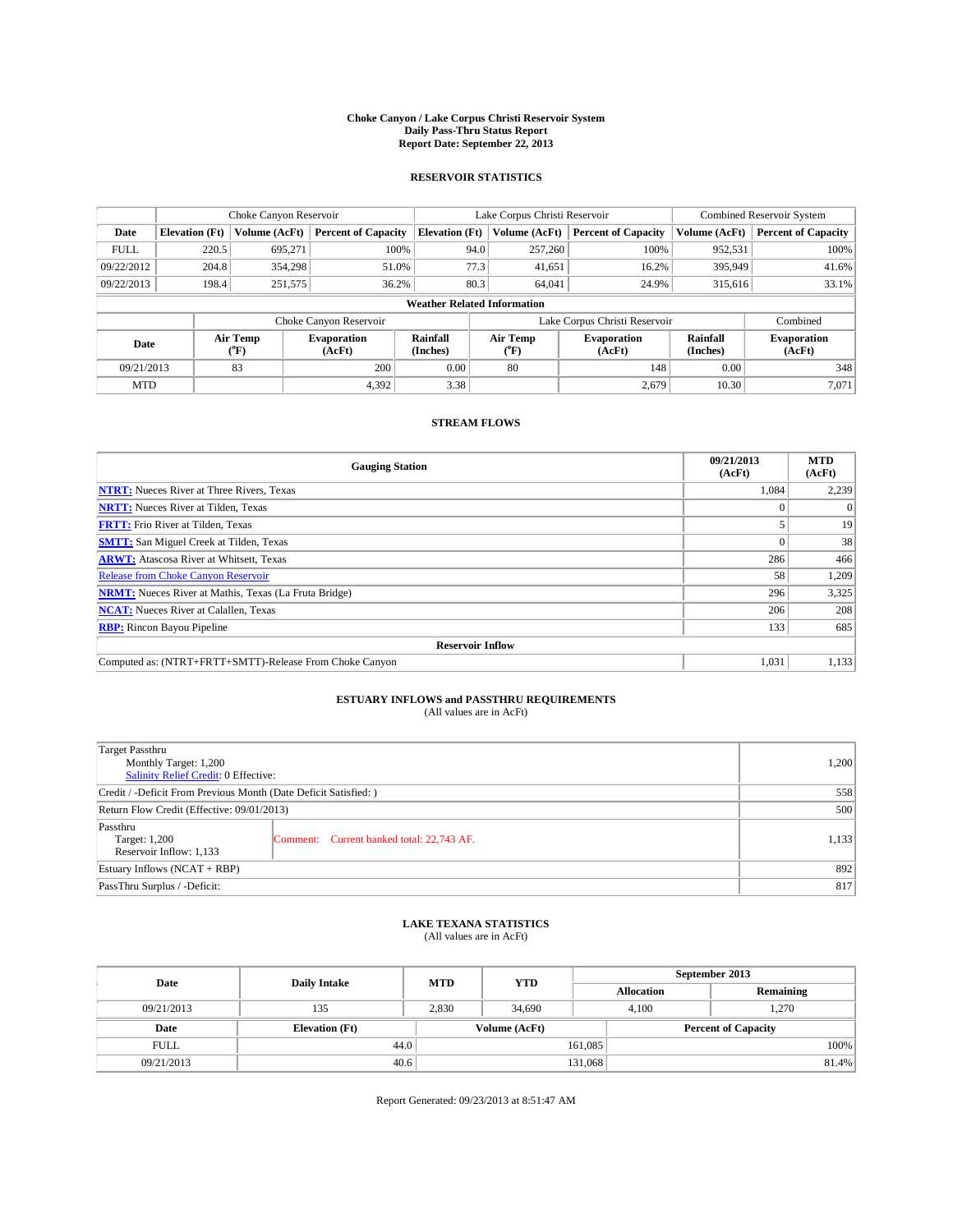**Choke Canyon / Lake Corpus Christi Reservoir System**
**Daily Pass-Thru Status Report**
**Report Date: September 22, 2013**

## RESERVOIR STATISTICS

| | Choke Canyon Reservoir | | | Lake Corpus Christi Reservoir | | | Combined Reservoir System | |
|---|---|---|---|---|---|---|---|---|
| Date | Elevation (Ft) | Volume (AcFt) | Percent of Capacity | Elevation (Ft) | Volume (AcFt) | Percent of Capacity | Volume (AcFt) | Percent of Capacity |
| FULL | 220.5 | 695,271 | 100% | 94.0 | 257,260 | 100% | 952,531 | 100% |
| 09/22/2012 | 204.8 | 354,298 | 51.0% | 77.3 | 41,651 | 16.2% | 395,949 | 41.6% |
| 09/22/2013 | 198.4 | 251,575 | 36.2% | 80.3 | 64,041 | 24.9% | 315,616 | 33.1% |

**Weather Related Information**

| | Choke Canyon Reservoir | | | Lake Corpus Christi Reservoir | | | Combined |
|---|---|---|---|---|---|---|---|
| Date | Air Temp (°F) | Evaporation (AcFt) | Rainfall (Inches) | Air Temp (°F) | Evaporation (AcFt) | Rainfall (Inches) | Evaporation (AcFt) |
| 09/21/2013 | 83 | 200 | 0.00 | 80 | 148 | 0.00 | 348 |
| MTD | | 4,392 | 3.38 | | 2,679 | 10.30 | 7,071 |

## STREAM FLOWS

| Gauging Station | 09/21/2013 (AcFt) | MTD (AcFt) |
|---|---|---|
| NTRT: Nueces River at Three Rivers, Texas | 1,084 | 2,239 |
| NRTT: Nueces River at Tilden, Texas | 0 | 0 |
| FRTT: Frio River at Tilden, Texas | 5 | 19 |
| SMTT: San Miguel Creek at Tilden, Texas | 0 | 38 |
| ARWT: Atascosa River at Whitsett, Texas | 286 | 466 |
| Release from Choke Canyon Reservoir | 58 | 1,209 |
| NRMT: Nueces River at Mathis, Texas (La Fruta Bridge) | 296 | 3,325 |
| NCAT: Nueces River at Calallen, Texas | 206 | 208 |
| RBP: Rincon Bayou Pipeline | 133 | 685 |
| **Reservoir Inflow** | | |
| Computed as: (NTRT+FRTT+SMTT)-Release From Choke Canyon | 1,031 | 1,133 |

## ESTUARY INFLOWS and PASSTHRU REQUIREMENTS
(All values are in AcFt)

| | | |
|---|---|---|
| Target Passthru<br>Monthly Target: 1,200<br>Salinity Relief Credit: 0 Effective: | | 1,200 |
| Credit / -Deficit From Previous Month (Date Deficit Satisfied: ) | | 558 |
| Return Flow Credit (Effective: 09/01/2013) | | 500 |
| Passthru<br>Target: 1,200<br>Reservoir Inflow: 1,133 | Comment: Current banked total: 22,743 AF. | 1,133 |
| Estuary Inflows (NCAT + RBP) | | 892 |
| PassThru Surplus / -Deficit: | | 817 |

## LAKE TEXANA STATISTICS
(All values are in AcFt)

| Date | Daily Intake | MTD | YTD | September 2013 Allocation | September 2013 Remaining |
|---|---|---|---|---|---|
| 09/21/2013 | 135 | 2,830 | 34,690 | 4,100 | 1,270 |

| Date | Elevation (Ft) | Volume (AcFt) | Percent of Capacity |
|---|---|---|---|
| FULL | 44.0 | 161,085 | 100% |
| 09/21/2013 | 40.6 | 131,068 | 81.4% |

Report Generated: 09/23/2013 at 8:51:47 AM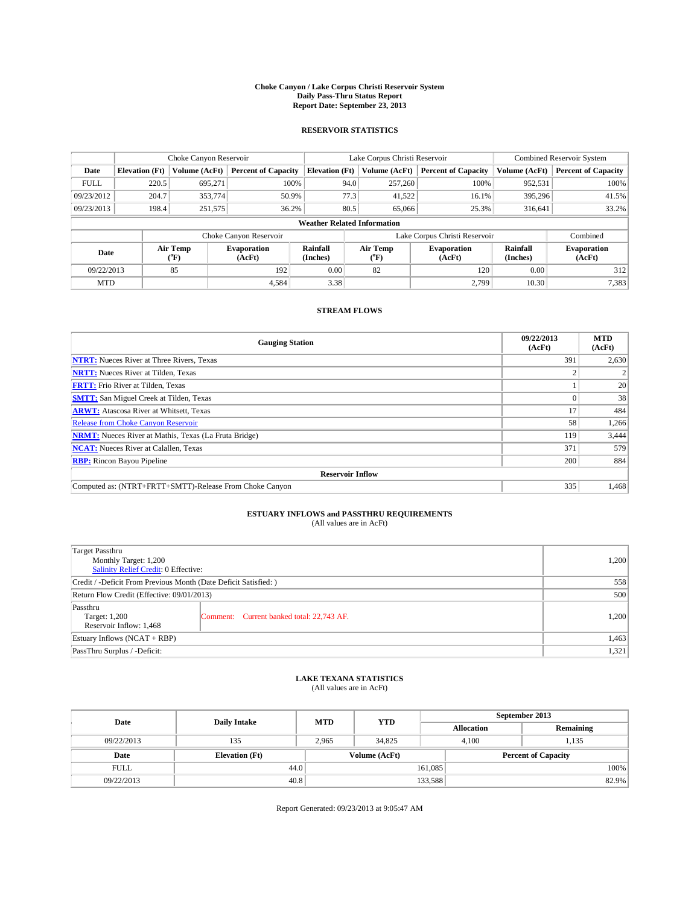**Choke Canyon / Lake Corpus Christi Reservoir System**
**Daily Pass-Thru Status Report**
**Report Date: September 23, 2013**

## RESERVOIR STATISTICS

| | Choke Canyon Reservoir | | | Lake Corpus Christi Reservoir | | | Combined Reservoir System | |
|---|---|---|---|---|---|---|---|---|
| Date | Elevation (Ft) | Volume (AcFt) | Percent of Capacity | Elevation (Ft) | Volume (AcFt) | Percent of Capacity | Volume (AcFt) | Percent of Capacity |
| FULL | 220.5 | 695,271 | 100% | 94.0 | 257,260 | 100% | 952,531 | 100% |
| 09/23/2012 | 204.7 | 353,774 | 50.9% | 77.3 | 41,522 | 16.1% | 395,296 | 41.5% |
| 09/23/2013 | 198.4 | 251,575 | 36.2% | 80.5 | 65,066 | 25.3% | 316,641 | 33.2% |

**Weather Related Information**

| | Choke Canyon Reservoir | | | Lake Corpus Christi Reservoir | | | Combined |
|---|---|---|---|---|---|---|---|
| Date | Air Temp (°F) | Evaporation (AcFt) | Rainfall (Inches) | Air Temp (°F) | Evaporation (AcFt) | Rainfall (Inches) | Evaporation (AcFt) |
| 09/22/2013 | 85 | 192 | 0.00 | 82 | 120 | 0.00 | 312 |
| MTD | | 4,584 | 3.38 | | 2,799 | 10.30 | 7,383 |

## STREAM FLOWS

| Gauging Station | 09/22/2013 (AcFt) | MTD (AcFt) |
|---|---|---|
| NTRT: Nueces River at Three Rivers, Texas | 391 | 2,630 |
| NRTT: Nueces River at Tilden, Texas | 2 | 2 |
| FRTT: Frio River at Tilden, Texas | 1 | 20 |
| SMTT: San Miguel Creek at Tilden, Texas | 0 | 38 |
| ARWT: Atascosa River at Whitsett, Texas | 17 | 484 |
| Release from Choke Canyon Reservoir | 58 | 1,266 |
| NRMT: Nueces River at Mathis, Texas (La Fruta Bridge) | 119 | 3,444 |
| NCAT: Nueces River at Calallen, Texas | 371 | 579 |
| RBP: Rincon Bayou Pipeline | 200 | 884 |
| **Reservoir Inflow** | | |
| Computed as: (NTRT+FRTT+SMTT)-Release From Choke Canyon | 335 | 1,468 |

## ESTUARY INFLOWS and PASSTHRU REQUIREMENTS
(All values are in AcFt)

| | | |
|---|---|---|
| Target Passthru<br>Monthly Target: 1,200<br>Salinity Relief Credit: 0 Effective: | | 1,200 |
| Credit / -Deficit From Previous Month (Date Deficit Satisfied: ) | | 558 |
| Return Flow Credit (Effective: 09/01/2013) | | 500 |
| Passthru<br>Target: 1,200<br>Reservoir Inflow: 1,468 | Comment: Current banked total: 22,743 AF. | 1,200 |
| Estuary Inflows (NCAT + RBP) | | 1,463 |
| PassThru Surplus / -Deficit: | | 1,321 |

## LAKE TEXANA STATISTICS
(All values are in AcFt)

| Date | Daily Intake | MTD | YTD | September 2013 Allocation | September 2013 Remaining |
|---|---|---|---|---|---|
| 09/22/2013 | 135 | 2,965 | 34,825 | 4,100 | 1,135 |

| Date | Elevation (Ft) | Volume (AcFt) | Percent of Capacity |
|---|---|---|---|
| FULL | 44.0 | 161,085 | 100% |
| 09/22/2013 | 40.8 | 133,588 | 82.9% |

Report Generated: 09/23/2013 at 9:05:47 AM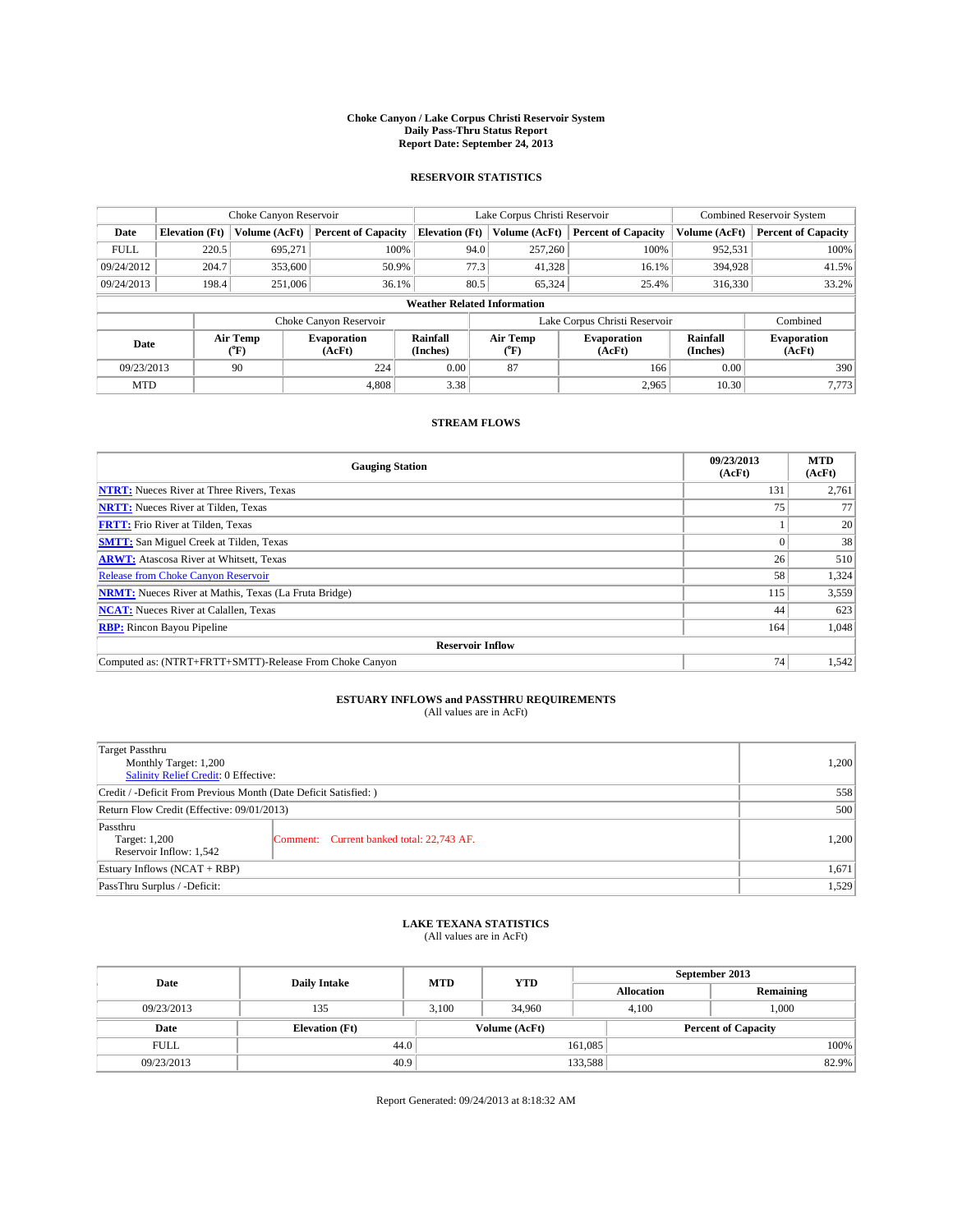# Choke Canyon / Lake Corpus Christi Reservoir System
## Daily Pass-Thru Status Report
### Report Date: September 24, 2013

## RESERVOIR STATISTICS

| | Choke Canyon Reservoir | | | Lake Corpus Christi Reservoir | | | Combined Reservoir System | |
|---|---|---|---|---|---|---|---|---|
| Date | Elevation (Ft) | Volume (AcFt) | Percent of Capacity | Elevation (Ft) | Volume (AcFt) | Percent of Capacity | Volume (AcFt) | Percent of Capacity |
| FULL | 220.5 | 695,271 | 100% | 94.0 | 257,260 | 100% | 952,531 | 100% |
| 09/24/2012 | 204.7 | 353,600 | 50.9% | 77.3 | 41,328 | 16.1% | 394,928 | 41.5% |
| 09/24/2013 | 198.4 | 251,006 | 36.1% | 80.5 | 65,324 | 25.4% | 316,330 | 33.2% |

**Weather Related Information**

| | Choke Canyon Reservoir | | | Lake Corpus Christi Reservoir | | | Combined |
|---|---|---|---|---|---|---|---|
| Date | Air Temp (°F) | Evaporation (AcFt) | Rainfall (Inches) | Air Temp (°F) | Evaporation (AcFt) | Rainfall (Inches) | Evaporation (AcFt) |
| 09/23/2013 | 90 | 224 | 0.00 | 87 | 166 | 0.00 | 390 |
| MTD | | 4,808 | 3.38 | | 2,965 | 10.30 | 7,773 |

## STREAM FLOWS

| Gauging Station | 09/23/2013 (AcFt) | MTD (AcFt) |
|---|---|---|
| **NTRT:** Nueces River at Three Rivers, Texas | 131 | 2,761 |
| **NRTT:** Nueces River at Tilden, Texas | 75 | 77 |
| **FRTT:** Frio River at Tilden, Texas | 1 | 20 |
| **SMTT:** San Miguel Creek at Tilden, Texas | 0 | 38 |
| **ARWT:** Atascosa River at Whitsett, Texas | 26 | 510 |
| Release from Choke Canyon Reservoir | 58 | 1,324 |
| **NRMT:** Nueces River at Mathis, Texas (La Fruta Bridge) | 115 | 3,559 |
| **NCAT:** Nueces River at Calallen, Texas | 44 | 623 |
| **RBP:** Rincon Bayou Pipeline | 164 | 1,048 |
| **Reservoir Inflow** | | |
| Computed as: (NTRT+FRTT+SMTT)-Release From Choke Canyon | 74 | 1,542 |

## ESTUARY INFLOWS and PASSTHRU REQUIREMENTS
(All values are in AcFt)

| | | |
|---|---|---|
| Target Passthru<br>Monthly Target: 1,200<br>Salinity Relief Credit: 0 Effective: | | 1,200 |
| Credit / -Deficit From Previous Month (Date Deficit Satisfied: ) | | 558 |
| Return Flow Credit (Effective: 09/01/2013) | | 500 |
| Passthru<br>Target: 1,200<br>Reservoir Inflow: 1,542 | Comment: Current banked total: 22,743 AF. | 1,200 |
| Estuary Inflows (NCAT + RBP) | | 1,671 |
| PassThru Surplus / -Deficit: | | 1,529 |

## LAKE TEXANA STATISTICS
(All values are in AcFt)

| Date | Daily Intake | MTD | YTD | September 2013 Allocation | September 2013 Remaining |
|---|---|---|---|---|---|
| 09/23/2013 | 135 | 3,100 | 34,960 | 4,100 | 1,000 |

| Date | Elevation (Ft) | Volume (AcFt) | Percent of Capacity |
|---|---|---|---|
| FULL | 44.0 | 161,085 | 100% |
| 09/23/2013 | 40.9 | 133,588 | 82.9% |

Report Generated: 09/24/2013 at 8:18:32 AM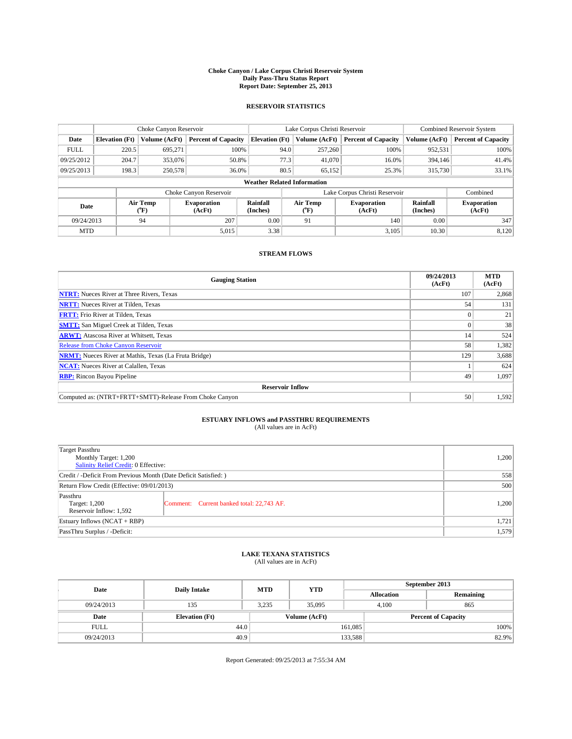# Choke Canyon / Lake Corpus Christi Reservoir System
## Daily Pass-Thru Status Report
### Report Date: September 25, 2013

## RESERVOIR STATISTICS

| | Choke Canyon Reservoir | | | Lake Corpus Christi Reservoir | | | Combined Reservoir System | |
|---|---|---|---|---|---|---|---|---|
| Date | Elevation (Ft) | Volume (AcFt) | Percent of Capacity | Elevation (Ft) | Volume (AcFt) | Percent of Capacity | Volume (AcFt) | Percent of Capacity |
| FULL | 220.5 | 695,271 | 100% | 94.0 | 257,260 | 100% | 952,531 | 100% |
| 09/25/2012 | 204.7 | 353,076 | 50.8% | 77.3 | 41,070 | 16.0% | 394,146 | 41.4% |
| 09/25/2013 | 198.3 | 250,578 | 36.0% | 80.5 | 65,152 | 25.3% | 315,730 | 33.1% |

**Weather Related Information**

| | Choke Canyon Reservoir | | | Lake Corpus Christi Reservoir | | | Combined |
|---|---|---|---|---|---|---|---|
| Date | Air Temp (°F) | Evaporation (AcFt) | Rainfall (Inches) | Air Temp (°F) | Evaporation (AcFt) | Rainfall (Inches) | Evaporation (AcFt) |
| 09/24/2013 | 94 | 207 | 0.00 | 91 | 140 | 0.00 | 347 |
| MTD | | 5,015 | 3.38 | | 3,105 | 10.30 | 8,120 |

## STREAM FLOWS

| Gauging Station | 09/24/2013 (AcFt) | MTD (AcFt) |
|---|---|---|
| NTRT: Nueces River at Three Rivers, Texas | 107 | 2,868 |
| NRTT: Nueces River at Tilden, Texas | 54 | 131 |
| FRTT: Frio River at Tilden, Texas | 0 | 21 |
| SMTT: San Miguel Creek at Tilden, Texas | 0 | 38 |
| ARWT: Atascosa River at Whitsett, Texas | 14 | 524 |
| Release from Choke Canyon Reservoir | 58 | 1,382 |
| NRMT: Nueces River at Mathis, Texas (La Fruta Bridge) | 129 | 3,688 |
| NCAT: Nueces River at Calallen, Texas | 1 | 624 |
| RBP: Rincon Bayou Pipeline | 49 | 1,097 |
| **Reservoir Inflow** | | |
| Computed as: (NTRT+FRTT+SMTT)-Release From Choke Canyon | 50 | 1,592 |

## ESTUARY INFLOWS and PASSTHRU REQUIREMENTS
(All values are in AcFt)

| | | |
|---|---|---|
| Target Passthru<br>Monthly Target: 1,200<br>Salinity Relief Credit: 0 Effective: | | 1,200 |
| Credit / -Deficit From Previous Month (Date Deficit Satisfied: ) | | 558 |
| Return Flow Credit (Effective: 09/01/2013) | | 500 |
| Passthru<br>Target: 1,200<br>Reservoir Inflow: 1,592 | Comment: Current banked total: 22,743 AF. | 1,200 |
| Estuary Inflows (NCAT + RBP) | | 1,721 |
| PassThru Surplus / -Deficit: | | 1,579 |

## LAKE TEXANA STATISTICS
(All values are in AcFt)

| Date | Daily Intake | MTD | YTD | September 2013 Allocation | September 2013 Remaining |
|---|---|---|---|---|---|
| 09/24/2013 | 135 | 3,235 | 35,095 | 4,100 | 865 |

| Date | Elevation (Ft) | Volume (AcFt) | Percent of Capacity |
|---|---|---|---|
| FULL | 44.0 | 161,085 | 100% |
| 09/24/2013 | 40.9 | 133,588 | 82.9% |

Report Generated: 09/25/2013 at 7:55:34 AM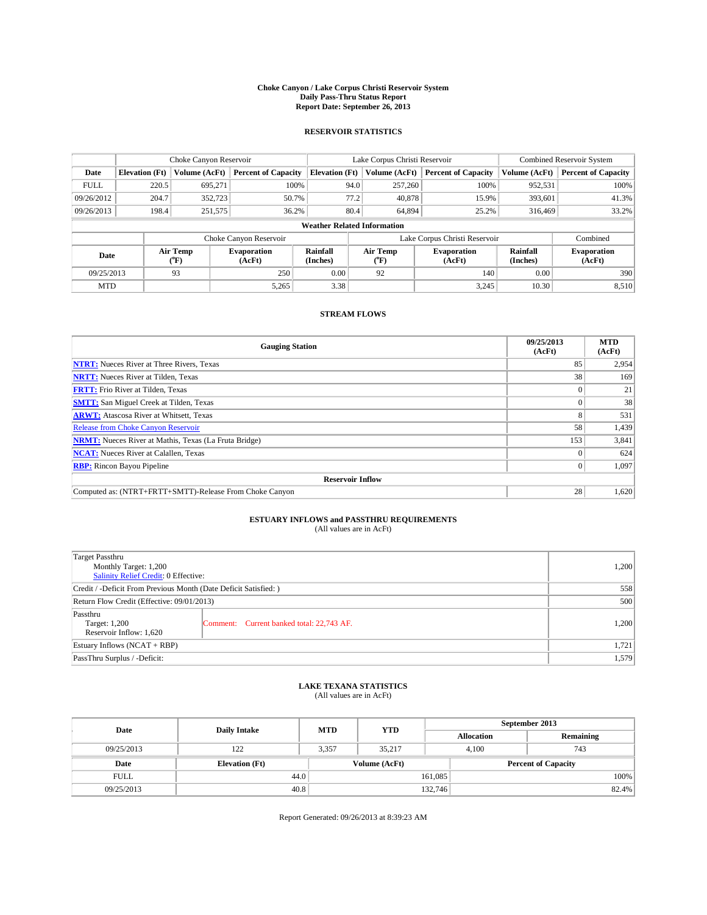**Choke Canyon / Lake Corpus Christi Reservoir System**
**Daily Pass-Thru Status Report**
**Report Date: September 26, 2013**

## RESERVOIR STATISTICS

| | Choke Canyon Reservoir | | | Lake Corpus Christi Reservoir | | | Combined Reservoir System | |
|---|---|---|---|---|---|---|---|---|
| **Date** | **Elevation (Ft)** | **Volume (AcFt)** | **Percent of Capacity** | **Elevation (Ft)** | **Volume (AcFt)** | **Percent of Capacity** | **Volume (AcFt)** | **Percent of Capacity** |
| FULL | 220.5 | 695,271 | 100% | 94.0 | 257,260 | 100% | 952,531 | 100% |
| 09/26/2012 | 204.7 | 352,723 | 50.7% | 77.2 | 40,878 | 15.9% | 393,601 | 41.3% |
| 09/26/2013 | 198.4 | 251,575 | 36.2% | 80.4 | 64,894 | 25.2% | 316,469 | 33.2% |

**Weather Related Information**

| | Choke Canyon Reservoir | | | Lake Corpus Christi Reservoir | | | Combined |
|---|---|---|---|---|---|---|---|
| **Date** | **Air Temp (°F)** | **Evaporation (AcFt)** | **Rainfall (Inches)** | **Air Temp (°F)** | **Evaporation (AcFt)** | **Rainfall (Inches)** | **Evaporation (AcFt)** |
| 09/25/2013 | 93 | 250 | 0.00 | 92 | 140 | 0.00 | 390 |
| MTD | | 5,265 | 3.38 | | 3,245 | 10.30 | 8,510 |

## STREAM FLOWS

| Gauging Station | 09/25/2013 (AcFt) | MTD (AcFt) |
|---|---|---|
| **NTRT:** Nueces River at Three Rivers, Texas | 85 | 2,954 |
| **NRTT:** Nueces River at Tilden, Texas | 38 | 169 |
| **FRTT:** Frio River at Tilden, Texas | 0 | 21 |
| **SMTT:** San Miguel Creek at Tilden, Texas | 0 | 38 |
| **ARWT:** Atascosa River at Whitsett, Texas | 8 | 531 |
| Release from Choke Canyon Reservoir | 58 | 1,439 |
| **NRMT:** Nueces River at Mathis, Texas (La Fruta Bridge) | 153 | 3,841 |
| **NCAT:** Nueces River at Calallen, Texas | 0 | 624 |
| **RBP:** Rincon Bayou Pipeline | 0 | 1,097 |
| **Reservoir Inflow** | | |
| Computed as: (NTRT+FRTT+SMTT)-Release From Choke Canyon | 28 | 1,620 |

## ESTUARY INFLOWS and PASSTHRU REQUIREMENTS

(All values are in AcFt)

| | |
|---|---|
| Target Passthru<br>Monthly Target: 1,200<br>Salinity Relief Credit: 0 Effective: | 1,200 |
| Credit / -Deficit From Previous Month (Date Deficit Satisfied: ) | 558 |
| Return Flow Credit (Effective: 09/01/2013) | 500 |
| Passthru<br>Target: 1,200<br>Reservoir Inflow: 1,620 — Comment: Current banked total: 22,743 AF. | 1,200 |
| Estuary Inflows (NCAT + RBP) | 1,721 |
| PassThru Surplus / -Deficit: | 1,579 |

## LAKE TEXANA STATISTICS

(All values are in AcFt)

| Date | Daily Intake | MTD | YTD | September 2013 Allocation | September 2013 Remaining |
|---|---|---|---|---|---|
| 09/25/2013 | 122 | 3,357 | 35,217 | 4,100 | 743 |

| Date | Elevation (Ft) | Volume (AcFt) | Percent of Capacity |
|---|---|---|---|
| FULL | 44.0 | 161,085 | 100% |
| 09/25/2013 | 40.8 | 132,746 | 82.4% |

Report Generated: 09/26/2013 at 8:39:23 AM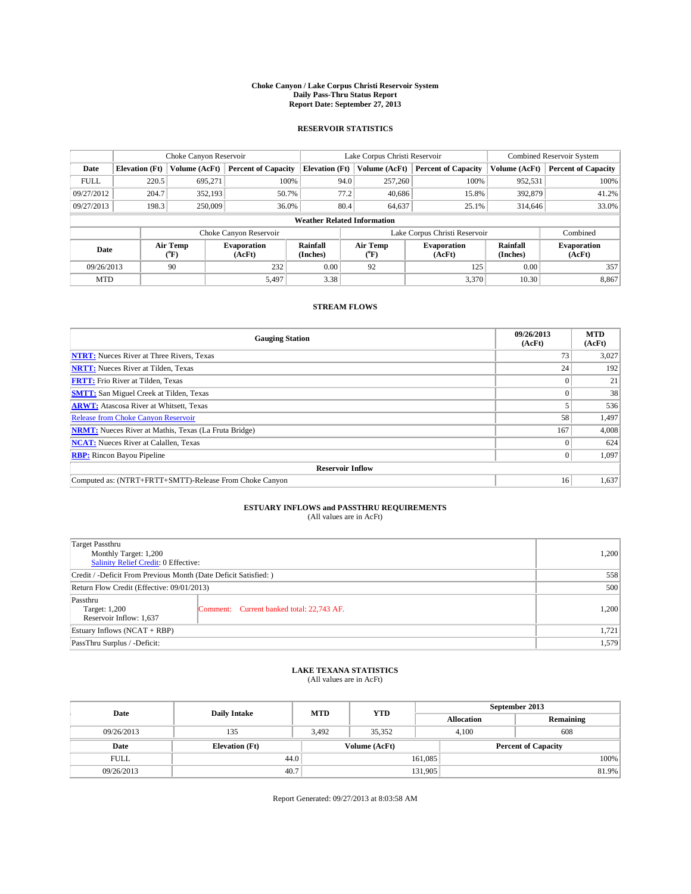# Choke Canyon / Lake Corpus Christi Reservoir System
## Daily Pass-Thru Status Report
### Report Date: September 27, 2013

## RESERVOIR STATISTICS

| | Choke Canyon Reservoir | | | Lake Corpus Christi Reservoir | | | Combined Reservoir System | |
|---|---|---|---|---|---|---|---|---|
| Date | Elevation (Ft) | Volume (AcFt) | Percent of Capacity | Elevation (Ft) | Volume (AcFt) | Percent of Capacity | Volume (AcFt) | Percent of Capacity |
| FULL | 220.5 | 695,271 | 100% | 94.0 | 257,260 | 100% | 952,531 | 100% |
| 09/27/2012 | 204.7 | 352,193 | 50.7% | 77.2 | 40,686 | 15.8% | 392,879 | 41.2% |
| 09/27/2013 | 198.3 | 250,009 | 36.0% | 80.4 | 64,637 | 25.1% | 314,646 | 33.0% |

**Weather Related Information**

| | Choke Canyon Reservoir | | | Lake Corpus Christi Reservoir | | | Combined |
|---|---|---|---|---|---|---|---|
| Date | Air Temp (°F) | Evaporation (AcFt) | Rainfall (Inches) | Air Temp (°F) | Evaporation (AcFt) | Rainfall (Inches) | Evaporation (AcFt) |
| 09/26/2013 | 90 | 232 | 0.00 | 92 | 125 | 0.00 | 357 |
| MTD | | 5,497 | 3.38 | | 3,370 | 10.30 | 8,867 |

## STREAM FLOWS

| Gauging Station | 09/26/2013 (AcFt) | MTD (AcFt) |
|---|---|---|
| NTRT: Nueces River at Three Rivers, Texas | 73 | 3,027 |
| NRTT: Nueces River at Tilden, Texas | 24 | 192 |
| FRTT: Frio River at Tilden, Texas | 0 | 21 |
| SMTT: San Miguel Creek at Tilden, Texas | 0 | 38 |
| ARWT: Atascosa River at Whitsett, Texas | 5 | 536 |
| Release from Choke Canyon Reservoir | 58 | 1,497 |
| NRMT: Nueces River at Mathis, Texas (La Fruta Bridge) | 167 | 4,008 |
| NCAT: Nueces River at Calallen, Texas | 0 | 624 |
| RBP: Rincon Bayou Pipeline | 0 | 1,097 |
| **Reservoir Inflow** | | |
| Computed as: (NTRT+FRTT+SMTT)-Release From Choke Canyon | 16 | 1,637 |

## ESTUARY INFLOWS and PASSTHRU REQUIREMENTS
(All values are in AcFt)

| | | |
|---|---|---|
| Target Passthru<br>Monthly Target: 1,200<br>Salinity Relief Credit: 0 Effective: | | 1,200 |
| Credit / -Deficit From Previous Month (Date Deficit Satisfied: ) | | 558 |
| Return Flow Credit (Effective: 09/01/2013) | | 500 |
| Passthru<br>Target: 1,200<br>Reservoir Inflow: 1,637 | Comment: Current banked total: 22,743 AF. | 1,200 |
| Estuary Inflows (NCAT + RBP) | | 1,721 |
| PassThru Surplus / -Deficit: | | 1,579 |

## LAKE TEXANA STATISTICS
(All values are in AcFt)

| Date | Daily Intake | MTD | YTD | September 2013 Allocation | September 2013 Remaining |
|---|---|---|---|---|---|
| 09/26/2013 | 135 | 3,492 | 35,352 | 4,100 | 608 |

| Date | Elevation (Ft) | Volume (AcFt) | Percent of Capacity |
|---|---|---|---|
| FULL | 44.0 | 161,085 | 100% |
| 09/26/2013 | 40.7 | 131,905 | 81.9% |

Report Generated: 09/27/2013 at 8:03:58 AM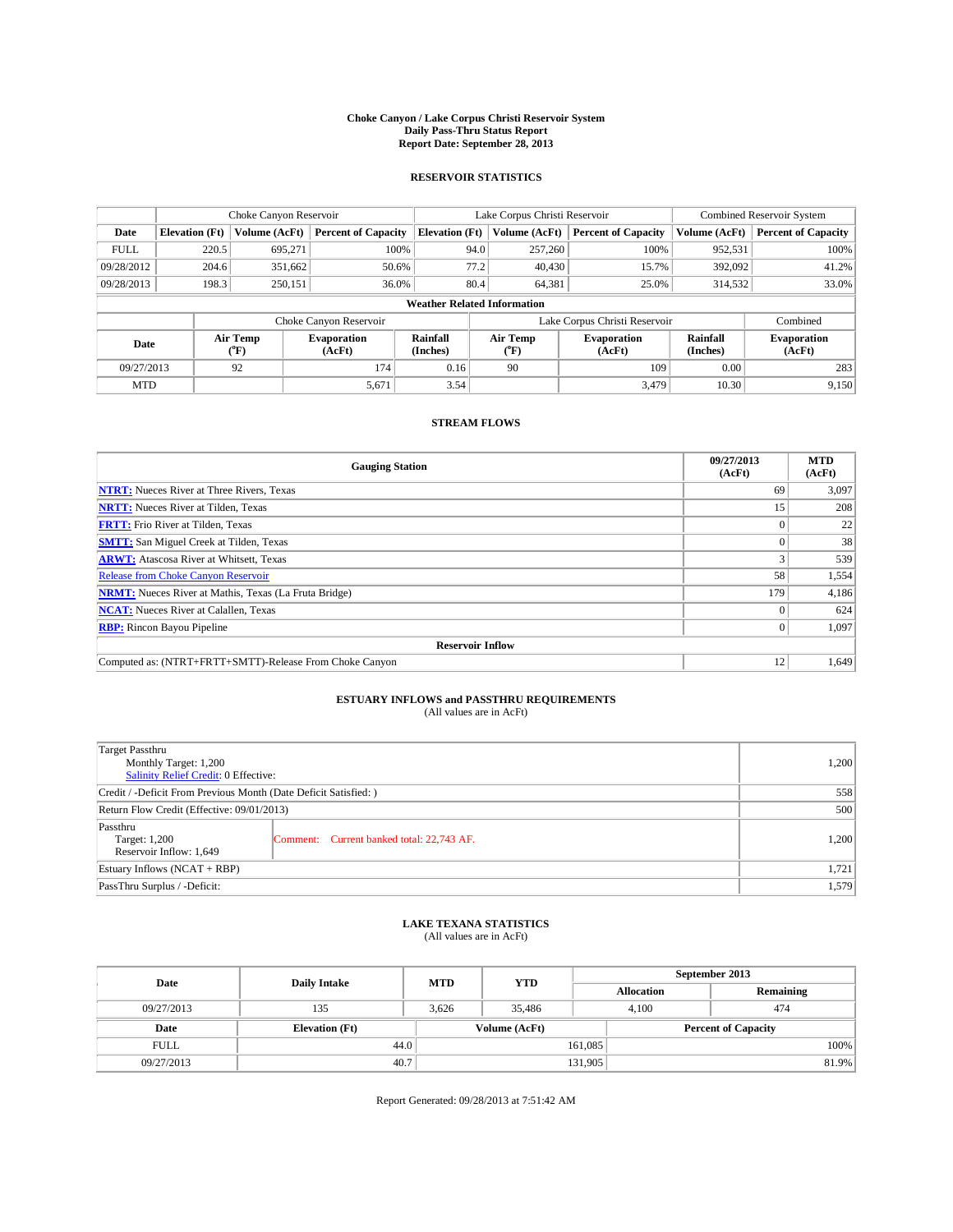# Choke Canyon / Lake Corpus Christi Reservoir System
## Daily Pass-Thru Status Report
### Report Date: September 28, 2013

## RESERVOIR STATISTICS

| | Choke Canyon Reservoir | | | Lake Corpus Christi Reservoir | | | Combined Reservoir System | |
|---|---|---|---|---|---|---|---|---|
| Date | Elevation (Ft) | Volume (AcFt) | Percent of Capacity | Elevation (Ft) | Volume (AcFt) | Percent of Capacity | Volume (AcFt) | Percent of Capacity |
| FULL | 220.5 | 695,271 | 100% | 94.0 | 257,260 | 100% | 952,531 | 100% |
| 09/28/2012 | 204.6 | 351,662 | 50.6% | 77.2 | 40,430 | 15.7% | 392,092 | 41.2% |
| 09/28/2013 | 198.3 | 250,151 | 36.0% | 80.4 | 64,381 | 25.0% | 314,532 | 33.0% |

**Weather Related Information**

| | Choke Canyon Reservoir | | | Lake Corpus Christi Reservoir | | | Combined |
|---|---|---|---|---|---|---|---|
| Date | Air Temp (°F) | Evaporation (AcFt) | Rainfall (Inches) | Air Temp (°F) | Evaporation (AcFt) | Rainfall (Inches) | Evaporation (AcFt) |
| 09/27/2013 | 92 | 174 | 0.16 | 90 | 109 | 0.00 | 283 |
| MTD | | 5,671 | 3.54 | | 3,479 | 10.30 | 9,150 |

## STREAM FLOWS

| Gauging Station | 09/27/2013 (AcFt) | MTD (AcFt) |
|---|---|---|
| **NTRT:** Nueces River at Three Rivers, Texas | 69 | 3,097 |
| **NRTT:** Nueces River at Tilden, Texas | 15 | 208 |
| **FRTT:** Frio River at Tilden, Texas | 0 | 22 |
| **SMTT:** San Miguel Creek at Tilden, Texas | 0 | 38 |
| **ARWT:** Atascosa River at Whitsett, Texas | 3 | 539 |
| Release from Choke Canyon Reservoir | 58 | 1,554 |
| **NRMT:** Nueces River at Mathis, Texas (La Fruta Bridge) | 179 | 4,186 |
| **NCAT:** Nueces River at Calallen, Texas | 0 | 624 |
| **RBP:** Rincon Bayou Pipeline | 0 | 1,097 |
| **Reservoir Inflow** | | |
| Computed as: (NTRT+FRTT+SMTT)-Release From Choke Canyon | 12 | 1,649 |

## ESTUARY INFLOWS and PASSTHRU REQUIREMENTS
(All values are in AcFt)

| | | |
|---|---|---|
| Target Passthru<br>Monthly Target: 1,200<br>Salinity Relief Credit: 0 Effective: | | 1,200 |
| Credit / -Deficit From Previous Month (Date Deficit Satisfied: ) | | 558 |
| Return Flow Credit (Effective: 09/01/2013) | | 500 |
| Passthru<br>Target: 1,200<br>Reservoir Inflow: 1,649 | Comment: Current banked total: 22,743 AF. | 1,200 |
| Estuary Inflows (NCAT + RBP) | | 1,721 |
| PassThru Surplus / -Deficit: | | 1,579 |

## LAKE TEXANA STATISTICS
(All values are in AcFt)

| Date | Daily Intake | MTD | YTD | September 2013 Allocation | September 2013 Remaining |
|---|---|---|---|---|---|
| 09/27/2013 | 135 | 3,626 | 35,486 | 4,100 | 474 |

| Date | Elevation (Ft) | Volume (AcFt) | Percent of Capacity |
|---|---|---|---|
| FULL | 44.0 | 161,085 | 100% |
| 09/27/2013 | 40.7 | 131,905 | 81.9% |

Report Generated: 09/28/2013 at 7:51:42 AM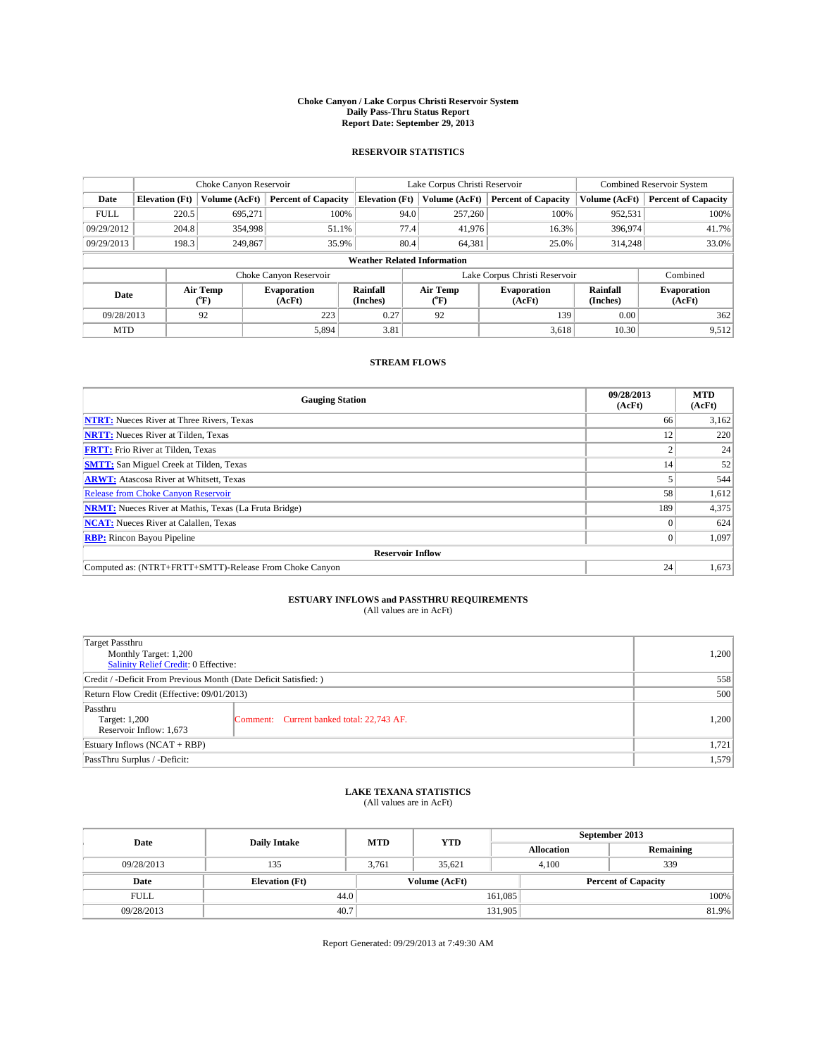# Choke Canyon / Lake Corpus Christi Reservoir System
## Daily Pass-Thru Status Report
### Report Date: September 29, 2013

## RESERVOIR STATISTICS

| | Choke Canyon Reservoir | | | Lake Corpus Christi Reservoir | | | Combined Reservoir System | |
|---|---|---|---|---|---|---|---|---|
| Date | Elevation (Ft) | Volume (AcFt) | Percent of Capacity | Elevation (Ft) | Volume (AcFt) | Percent of Capacity | Volume (AcFt) | Percent of Capacity |
| FULL | 220.5 | 695,271 | 100% | 94.0 | 257,260 | 100% | 952,531 | 100% |
| 09/29/2012 | 204.8 | 354,998 | 51.1% | 77.4 | 41,976 | 16.3% | 396,974 | 41.7% |
| 09/29/2013 | 198.3 | 249,867 | 35.9% | 80.4 | 64,381 | 25.0% | 314,248 | 33.0% |

**Weather Related Information**

| | Choke Canyon Reservoir | | | Lake Corpus Christi Reservoir | | | Combined |
|---|---|---|---|---|---|---|---|
| Date | Air Temp (°F) | Evaporation (AcFt) | Rainfall (Inches) | Air Temp (°F) | Evaporation (AcFt) | Rainfall (Inches) | Evaporation (AcFt) |
| 09/28/2013 | 92 | 223 | 0.27 | 92 | 139 | 0.00 | 362 |
| MTD | | 5,894 | 3.81 | | 3,618 | 10.30 | 9,512 |

## STREAM FLOWS

| Gauging Station | 09/28/2013 (AcFt) | MTD (AcFt) |
|---|---|---|
| NTRT: Nueces River at Three Rivers, Texas | 66 | 3,162 |
| NRTT: Nueces River at Tilden, Texas | 12 | 220 |
| FRTT: Frio River at Tilden, Texas | 2 | 24 |
| SMTT: San Miguel Creek at Tilden, Texas | 14 | 52 |
| ARWT: Atascosa River at Whitsett, Texas | 5 | 544 |
| Release from Choke Canyon Reservoir | 58 | 1,612 |
| NRMT: Nueces River at Mathis, Texas (La Fruta Bridge) | 189 | 4,375 |
| NCAT: Nueces River at Calallen, Texas | 0 | 624 |
| RBP: Rincon Bayou Pipeline | 0 | 1,097 |
| **Reservoir Inflow** | | |
| Computed as: (NTRT+FRTT+SMTT)-Release From Choke Canyon | 24 | 1,673 |

## ESTUARY INFLOWS and PASSTHRU REQUIREMENTS
(All values are in AcFt)

| | | |
|---|---|---|
| Target Passthru<br>Monthly Target: 1,200<br>Salinity Relief Credit: 0 Effective: | | 1,200 |
| Credit / -Deficit From Previous Month (Date Deficit Satisfied: ) | | 558 |
| Return Flow Credit (Effective: 09/01/2013) | | 500 |
| Passthru<br>Target: 1,200<br>Reservoir Inflow: 1,673 | Comment: Current banked total: 22,743 AF. | 1,200 |
| Estuary Inflows (NCAT + RBP) | | 1,721 |
| PassThru Surplus / -Deficit: | | 1,579 |

## LAKE TEXANA STATISTICS
(All values are in AcFt)

| Date | Daily Intake | MTD | YTD | September 2013 Allocation | September 2013 Remaining |
|---|---|---|---|---|---|
| 09/28/2013 | 135 | 3,761 | 35,621 | 4,100 | 339 |

| Date | Elevation (Ft) | Volume (AcFt) | Percent of Capacity |
|---|---|---|---|
| FULL | 44.0 | 161,085 | 100% |
| 09/28/2013 | 40.7 | 131,905 | 81.9% |

Report Generated: 09/29/2013 at 7:49:30 AM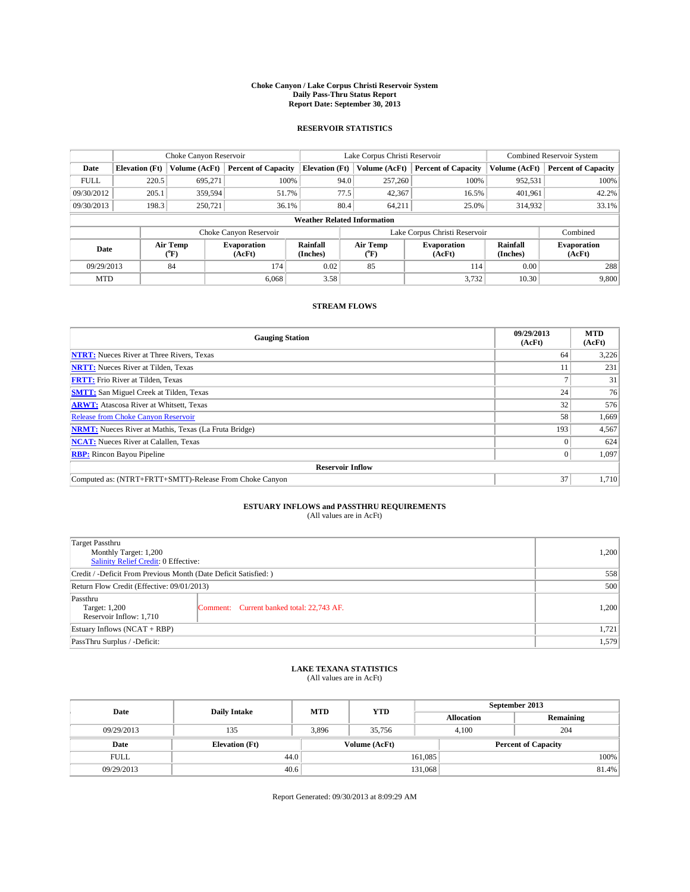# Choke Canyon / Lake Corpus Christi Reservoir System
## Daily Pass-Thru Status Report
### Report Date: September 30, 2013

## RESERVOIR STATISTICS

| | Choke Canyon Reservoir | | | Lake Corpus Christi Reservoir | | | Combined Reservoir System | |
|---|---|---|---|---|---|---|---|---|
| Date | Elevation (Ft) | Volume (AcFt) | Percent of Capacity | Elevation (Ft) | Volume (AcFt) | Percent of Capacity | Volume (AcFt) | Percent of Capacity |
| FULL | 220.5 | 695,271 | 100% | 94.0 | 257,260 | 100% | 952,531 | 100% |
| 09/30/2012 | 205.1 | 359,594 | 51.7% | 77.5 | 42,367 | 16.5% | 401,961 | 42.2% |
| 09/30/2013 | 198.3 | 250,721 | 36.1% | 80.4 | 64,211 | 25.0% | 314,932 | 33.1% |

**Weather Related Information**

| | Choke Canyon Reservoir | | | Lake Corpus Christi Reservoir | | | Combined |
|---|---|---|---|---|---|---|---|
| Date | Air Temp (°F) | Evaporation (AcFt) | Rainfall (Inches) | Air Temp (°F) | Evaporation (AcFt) | Rainfall (Inches) | Evaporation (AcFt) |
| 09/29/2013 | 84 | 174 | 0.02 | 85 | 114 | 0.00 | 288 |
| MTD | | 6,068 | 3.58 | | 3,732 | 10.30 | 9,800 |

## STREAM FLOWS

| Gauging Station | 09/29/2013 (AcFt) | MTD (AcFt) |
|---|---|---|
| NTRT: Nueces River at Three Rivers, Texas | 64 | 3,226 |
| NRTT: Nueces River at Tilden, Texas | 11 | 231 |
| FRTT: Frio River at Tilden, Texas | 7 | 31 |
| SMTT: San Miguel Creek at Tilden, Texas | 24 | 76 |
| ARWT: Atascosa River at Whitsett, Texas | 32 | 576 |
| Release from Choke Canyon Reservoir | 58 | 1,669 |
| NRMT: Nueces River at Mathis, Texas (La Fruta Bridge) | 193 | 4,567 |
| NCAT: Nueces River at Calallen, Texas | 0 | 624 |
| RBP: Rincon Bayou Pipeline | 0 | 1,097 |
| **Reservoir Inflow** | | |
| Computed as: (NTRT+FRTT+SMTT)-Release From Choke Canyon | 37 | 1,710 |

## ESTUARY INFLOWS and PASSTHRU REQUIREMENTS
(All values are in AcFt)

| | | |
|---|---|---|
| Target Passthru<br>Monthly Target: 1,200<br>Salinity Relief Credit: 0 Effective: | | 1,200 |
| Credit / -Deficit From Previous Month (Date Deficit Satisfied: ) | | 558 |
| Return Flow Credit (Effective: 09/01/2013) | | 500 |
| Passthru<br>Target: 1,200<br>Reservoir Inflow: 1,710 | Comment: Current banked total: 22,743 AF. | 1,200 |
| Estuary Inflows (NCAT + RBP) | | 1,721 |
| PassThru Surplus / -Deficit: | | 1,579 |

## LAKE TEXANA STATISTICS
(All values are in AcFt)

| Date | Daily Intake | MTD | YTD | September 2013 Allocation | September 2013 Remaining |
|---|---|---|---|---|---|
| 09/29/2013 | 135 | 3,896 | 35,756 | 4,100 | 204 |

| Date | Elevation (Ft) | Volume (AcFt) | Percent of Capacity |
|---|---|---|---|
| FULL | 44.0 | 161,085 | 100% |
| 09/29/2013 | 40.6 | 131,068 | 81.4% |

Report Generated: 09/30/2013 at 8:09:29 AM